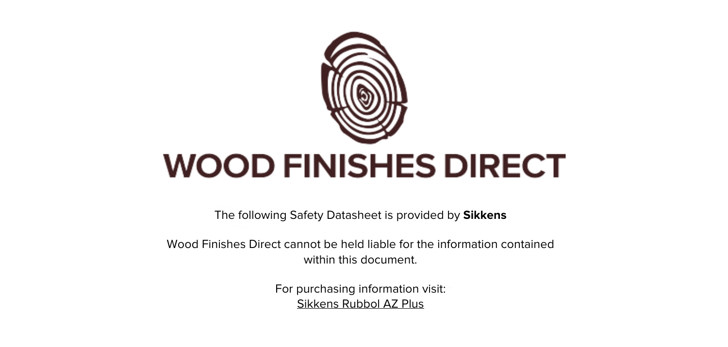# WOOD FINISHES DIRECT

The following Safety Datasheet is provided by **Sikkens**

Wood Finishes Direct cannot be held liable for the information contained within this document.

For purchasing information visit:
Sikkens Rubbol AZ Plus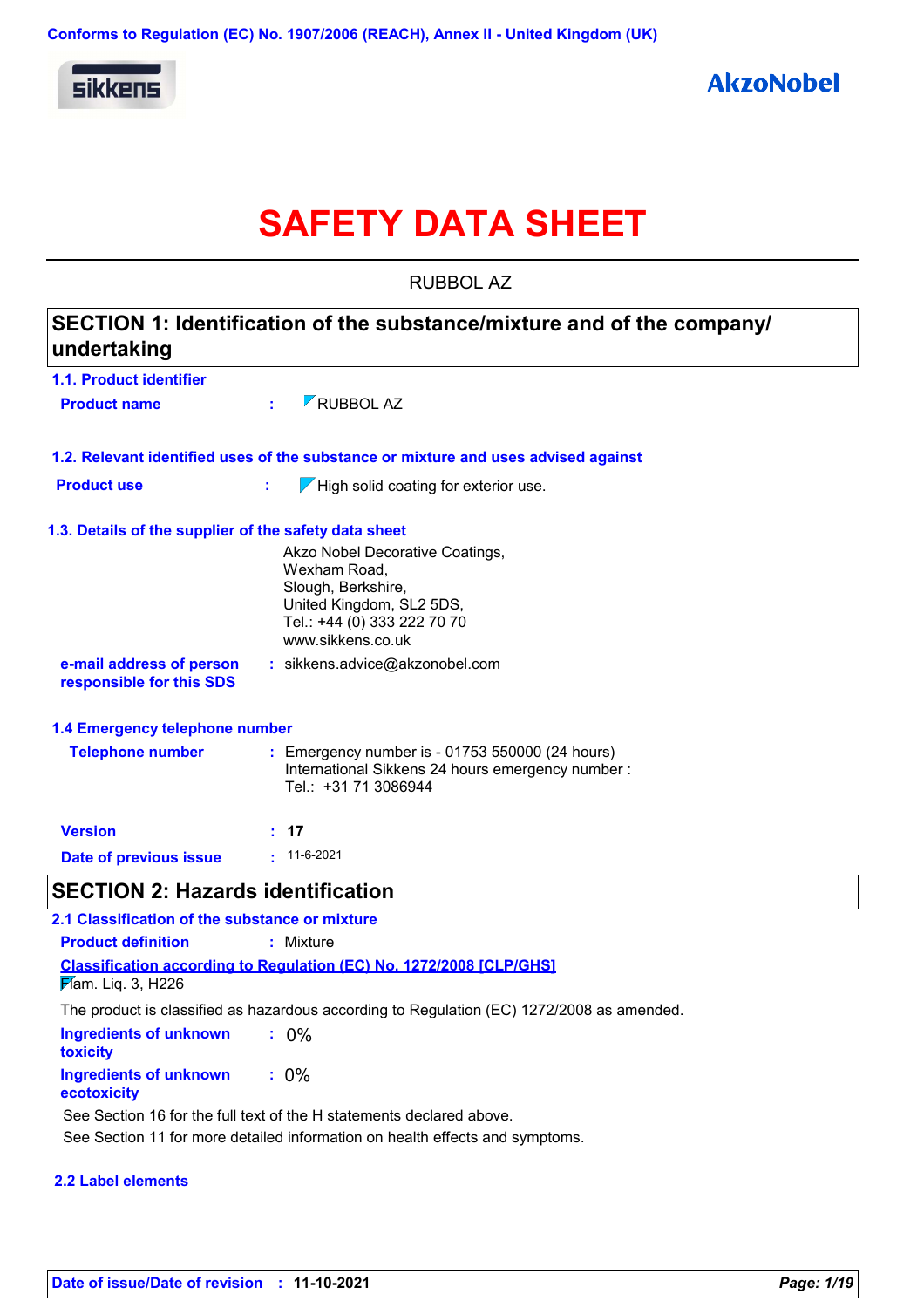Conforms to Regulation (EC) No. 1907/2006 (REACH), Annex II - United Kingdom (UK)

sikkens

AkzoNobel

# SAFETY DATA SHEET

RUBBOL AZ

## SECTION 1: Identification of the substance/mixture and of the company/ undertaking

### 1.1. Product identifier

**Product name** : RUBBOL AZ

### 1.2. Relevant identified uses of the substance or mixture and uses advised against

**Product use** : High solid coating for exterior use.

### 1.3. Details of the supplier of the safety data sheet

Akzo Nobel Decorative Coatings,
Wexham Road,
Slough, Berkshire,
United Kingdom, SL2 5DS,
Tel.: +44 (0) 333 222 70 70
www.sikkens.co.uk

**e-mail address of person responsible for this SDS** : sikkens.advice@akzonobel.com

### 1.4 Emergency telephone number

**Telephone number** : Emergency number is - 01753 550000 (24 hours)
International Sikkens 24 hours emergency number :
Tel.: +31 71 3086944

**Version** : **17**

**Date of previous issue** : 11-6-2021

## SECTION 2: Hazards identification

### 2.1 Classification of the substance or mixture

**Product definition** : Mixture

**Classification according to Regulation (EC) No. 1272/2008 [CLP/GHS]**

Flam. Liq. 3, H226

The product is classified as hazardous according to Regulation (EC) 1272/2008 as amended.

**Ingredients of unknown toxicity** : 0%

**Ingredients of unknown ecotoxicity** : 0%

See Section 16 for the full text of the H statements declared above.

See Section 11 for more detailed information on health effects and symptoms.

### 2.2 Label elements

**Date of issue/Date of revision** : **11-10-2021**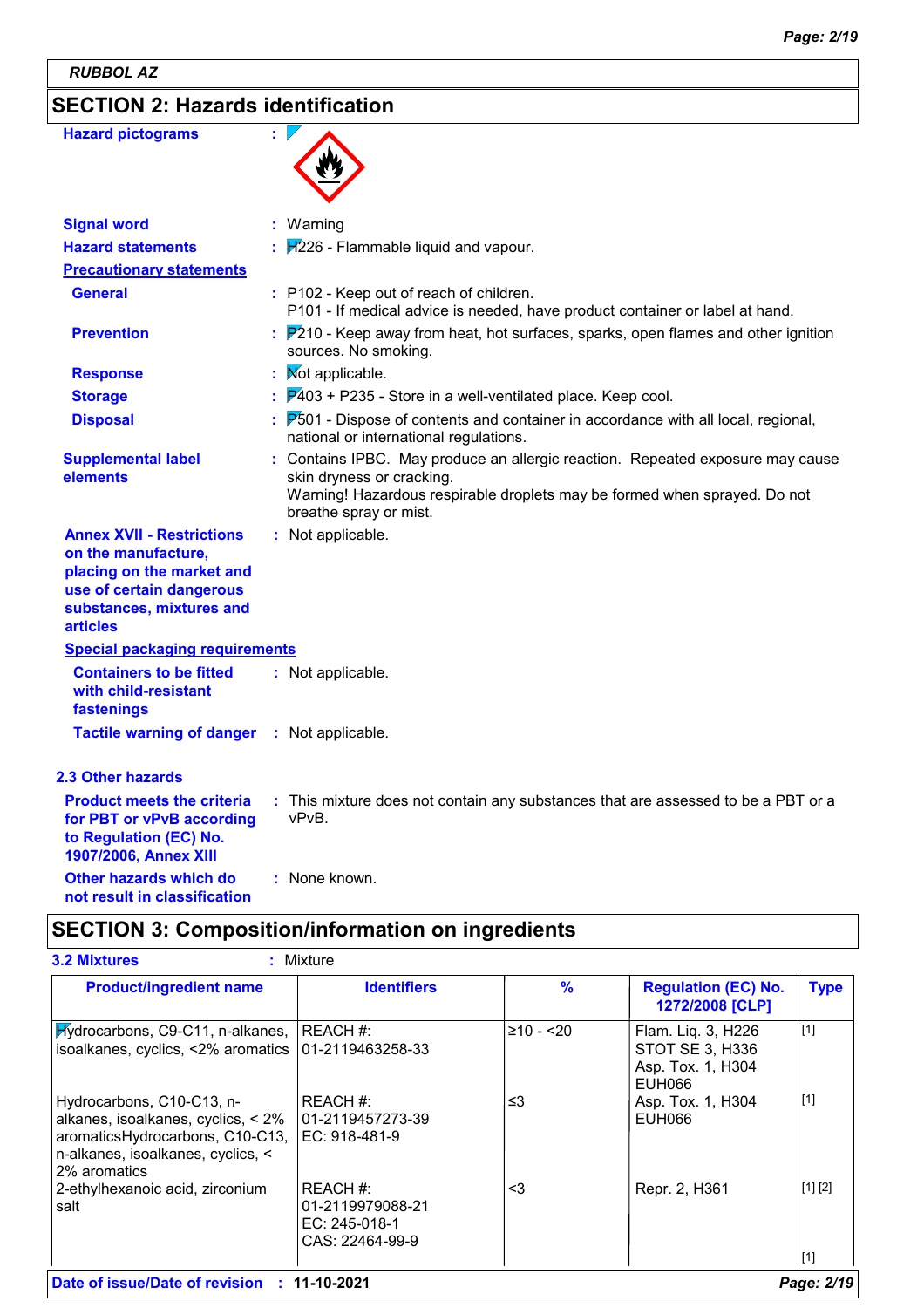RUBBOL AZ

## SECTION 2: Hazards identification

**Hazard pictograms** :

**Signal word** : Warning

**Hazard statements** : H226 - Flammable liquid and vapour.

**Precautionary statements**

**General** : P102 - Keep out of reach of children.
P101 - If medical advice is needed, have product container or label at hand.

**Prevention** : P210 - Keep away from heat, hot surfaces, sparks, open flames and other ignition sources. No smoking.

**Response** : Not applicable.

**Storage** : P403 + P235 - Store in a well-ventilated place. Keep cool.

**Disposal** : P501 - Dispose of contents and container in accordance with all local, regional, national or international regulations.

**Supplemental label elements** : Contains IPBC. May produce an allergic reaction. Repeated exposure may cause skin dryness or cracking.
Warning! Hazardous respirable droplets may be formed when sprayed. Do not breathe spray or mist.

**Annex XVII - Restrictions on the manufacture, placing on the market and use of certain dangerous substances, mixtures and articles** : Not applicable.

**Special packaging requirements**

**Containers to be fitted with child-resistant fastenings** : Not applicable.

**Tactile warning of danger** : Not applicable.

### 2.3 Other hazards

**Product meets the criteria for PBT or vPvB according to Regulation (EC) No. 1907/2006, Annex XIII** : This mixture does not contain any substances that are assessed to be a PBT or a vPvB.

**Other hazards which do not result in classification** : None known.

## SECTION 3: Composition/information on ingredients

**3.2 Mixtures** : Mixture

| Product/ingredient name | Identifiers | % | Regulation (EC) No. 1272/2008 [CLP] | Type |
|---|---|---|---|---|
| Hydrocarbons, C9-C11, n-alkanes, isoalkanes, cyclics, <2% aromatics | REACH #: 01-2119463258-33 | ≥10 - <20 | Flam. Liq. 3, H226<br>STOT SE 3, H336<br>Asp. Tox. 1, H304<br>EUH066 | [1] |
| Hydrocarbons, C10-C13, n-alkanes, isoalkanes, cyclics, < 2% aromaticsHydrocarbons, C10-C13, n-alkanes, isoalkanes, cyclics, < 2% aromatics | REACH #: 01-2119457273-39<br>EC: 918-481-9 | ≤3 | Asp. Tox. 1, H304<br>EUH066 | [1] |
| 2-ethylhexanoic acid, zirconium salt | REACH #: 01-2119979088-21<br>EC: 245-018-1<br>CAS: 22464-99-9 | <3 | Repr. 2, H361 | [1] [2] |
| | | | | [1] |

**Date of issue/Date of revision** : **11-10-2021**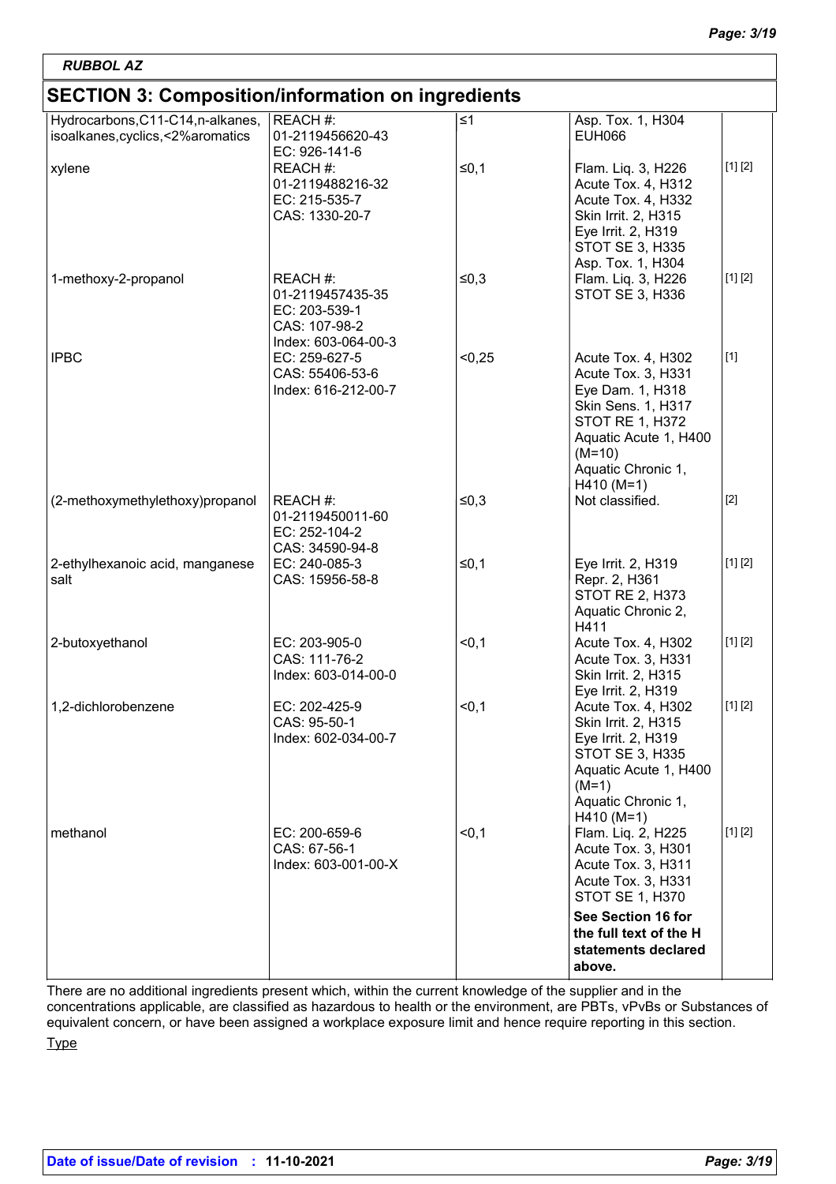## SECTION 3: Composition/information on ingredients

| | | | | |
|---|---|---|---|---|
| Hydrocarbons,C11-C14,n-alkanes, isoalkanes,cyclics,<2%aromatics | REACH #: 01-2119456620-43<br>EC: 926-141-6 | ≤1 | Asp. Tox. 1, H304<br>EUH066 | |
| xylene | REACH #: 01-2119488216-32<br>EC: 215-535-7<br>CAS: 1330-20-7 | ≤0,1 | Flam. Liq. 3, H226<br>Acute Tox. 4, H312<br>Acute Tox. 4, H332<br>Skin Irrit. 2, H315<br>Eye Irrit. 2, H319<br>STOT SE 3, H335<br>Asp. Tox. 1, H304 | [1] [2] |
| 1-methoxy-2-propanol | REACH #: 01-2119457435-35<br>EC: 203-539-1<br>CAS: 107-98-2<br>Index: 603-064-00-3 | ≤0,3 | Flam. Liq. 3, H226<br>STOT SE 3, H336 | [1] [2] |
| IPBC | EC: 259-627-5<br>CAS: 55406-53-6<br>Index: 616-212-00-7 | <0,25 | Acute Tox. 4, H302<br>Acute Tox. 3, H331<br>Eye Dam. 1, H318<br>Skin Sens. 1, H317<br>STOT RE 1, H372<br>Aquatic Acute 1, H400 (M=10)<br>Aquatic Chronic 1, H410 (M=1) | [1] |
| (2-methoxymethylethoxy)propanol | REACH #: 01-2119450011-60<br>EC: 252-104-2<br>CAS: 34590-94-8 | ≤0,3 | Not classified. | [2] |
| 2-ethylhexanoic acid, manganese salt | EC: 240-085-3<br>CAS: 15956-58-8 | ≤0,1 | Eye Irrit. 2, H319<br>Repr. 2, H361<br>STOT RE 2, H373<br>Aquatic Chronic 2, H411 | [1] [2] |
| 2-butoxyethanol | EC: 203-905-0<br>CAS: 111-76-2<br>Index: 603-014-00-0 | <0,1 | Acute Tox. 4, H302<br>Acute Tox. 3, H331<br>Skin Irrit. 2, H315<br>Eye Irrit. 2, H319 | [1] [2] |
| 1,2-dichlorobenzene | EC: 202-425-9<br>CAS: 95-50-1<br>Index: 602-034-00-7 | <0,1 | Acute Tox. 4, H302<br>Skin Irrit. 2, H315<br>Eye Irrit. 2, H319<br>STOT SE 3, H335<br>Aquatic Acute 1, H400 (M=1)<br>Aquatic Chronic 1, H410 (M=1) | [1] [2] |
| methanol | EC: 200-659-6<br>CAS: 67-56-1<br>Index: 603-001-00-X | <0,1 | Flam. Liq. 2, H225<br>Acute Tox. 3, H301<br>Acute Tox. 3, H311<br>Acute Tox. 3, H331<br>STOT SE 1, H370<br>**See Section 16 for the full text of the H statements declared above.** | [1] [2] |

There are no additional ingredients present which, within the current knowledge of the supplier and in the concentrations applicable, are classified as hazardous to health or the environment, are PBTs, vPvBs or Substances of equivalent concern, or have been assigned a workplace exposure limit and hence require reporting in this section.

Type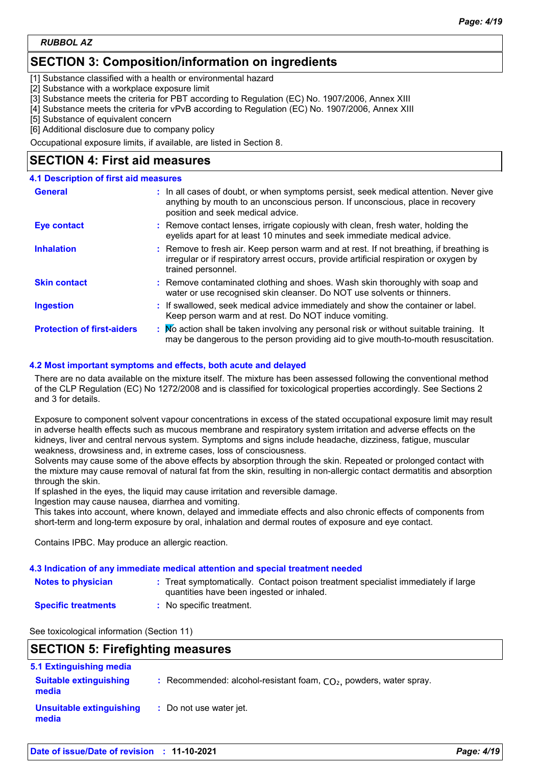RUBBOL AZ

## SECTION 3: Composition/information on ingredients

[1] Substance classified with a health or environmental hazard
[2] Substance with a workplace exposure limit
[3] Substance meets the criteria for PBT according to Regulation (EC) No. 1907/2006, Annex XIII
[4] Substance meets the criteria for vPvB according to Regulation (EC) No. 1907/2006, Annex XIII
[5] Substance of equivalent concern
[6] Additional disclosure due to company policy

Occupational exposure limits, if available, are listed in Section 8.

## SECTION 4: First aid measures

### 4.1 Description of first aid measures

**General** : In all cases of doubt, or when symptoms persist, seek medical attention. Never give anything by mouth to an unconscious person. If unconscious, place in recovery position and seek medical advice.

**Eye contact** : Remove contact lenses, irrigate copiously with clean, fresh water, holding the eyelids apart for at least 10 minutes and seek immediate medical advice.

**Inhalation** : Remove to fresh air. Keep person warm and at rest. If not breathing, if breathing is irregular or if respiratory arrest occurs, provide artificial respiration or oxygen by trained personnel.

**Skin contact** : Remove contaminated clothing and shoes. Wash skin thoroughly with soap and water or use recognised skin cleanser. Do NOT use solvents or thinners.

**Ingestion** : If swallowed, seek medical advice immediately and show the container or label. Keep person warm and at rest. Do NOT induce vomiting.

**Protection of first-aiders** : No action shall be taken involving any personal risk or without suitable training. It may be dangerous to the person providing aid to give mouth-to-mouth resuscitation.

### 4.2 Most important symptoms and effects, both acute and delayed

There are no data available on the mixture itself. The mixture has been assessed following the conventional method of the CLP Regulation (EC) No 1272/2008 and is classified for toxicological properties accordingly. See Sections 2 and 3 for details.

Exposure to component solvent vapour concentrations in excess of the stated occupational exposure limit may result in adverse health effects such as mucous membrane and respiratory system irritation and adverse effects on the kidneys, liver and central nervous system. Symptoms and signs include headache, dizziness, fatigue, muscular weakness, drowsiness and, in extreme cases, loss of consciousness.
Solvents may cause some of the above effects by absorption through the skin. Repeated or prolonged contact with the mixture may cause removal of natural fat from the skin, resulting in non-allergic contact dermatitis and absorption through the skin.
If splashed in the eyes, the liquid may cause irritation and reversible damage.
Ingestion may cause nausea, diarrhea and vomiting.
This takes into account, where known, delayed and immediate effects and also chronic effects of components from short-term and long-term exposure by oral, inhalation and dermal routes of exposure and eye contact.

Contains IPBC. May produce an allergic reaction.

### 4.3 Indication of any immediate medical attention and special treatment needed

**Notes to physician** : Treat symptomatically. Contact poison treatment specialist immediately if large quantities have been ingested or inhaled.

**Specific treatments** : No specific treatment.

See toxicological information (Section 11)

## SECTION 5: Firefighting measures

### 5.1 Extinguishing media

**Suitable extinguishing media** : Recommended: alcohol-resistant foam, $CO_2$, powders, water spray.

**Unsuitable extinguishing media** : Do not use water jet.

**Date of issue/Date of revision** : **11-10-2021**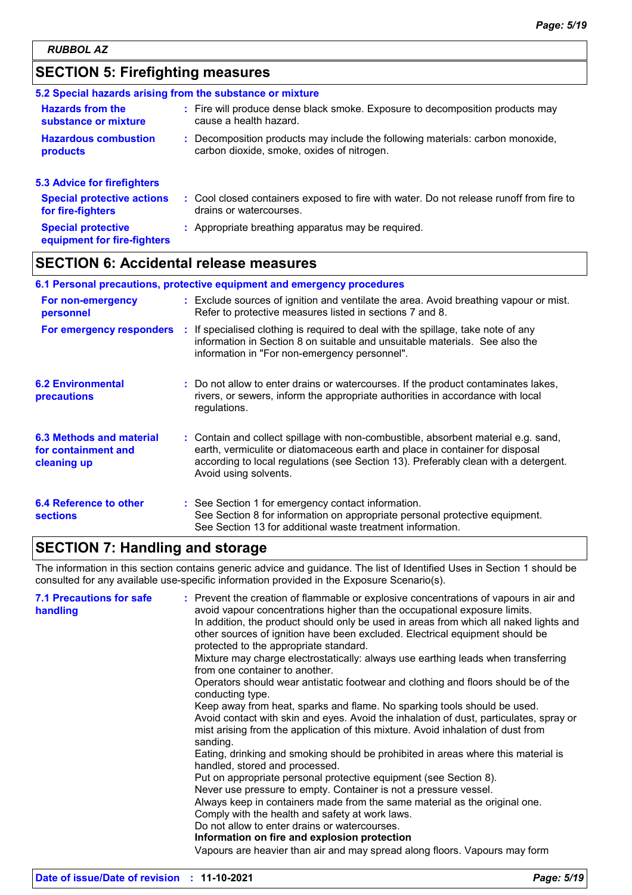## SECTION 5: Firefighting measures

### 5.2 Special hazards arising from the substance or mixture

**Hazards from the substance or mixture** : Fire will produce dense black smoke. Exposure to decomposition products may cause a health hazard.

**Hazardous combustion products** : Decomposition products may include the following materials: carbon monoxide, carbon dioxide, smoke, oxides of nitrogen.

### 5.3 Advice for firefighters

**Special protective actions for fire-fighters** : Cool closed containers exposed to fire with water. Do not release runoff from fire to drains or watercourses.

**Special protective equipment for fire-fighters** : Appropriate breathing apparatus may be required.

## SECTION 6: Accidental release measures

### 6.1 Personal precautions, protective equipment and emergency procedures

**For non-emergency personnel** : Exclude sources of ignition and ventilate the area. Avoid breathing vapour or mist. Refer to protective measures listed in sections 7 and 8.

**For emergency responders** : If specialised clothing is required to deal with the spillage, take note of any information in Section 8 on suitable and unsuitable materials. See also the information in "For non-emergency personnel".

**6.2 Environmental precautions** : Do not allow to enter drains or watercourses. If the product contaminates lakes, rivers, or sewers, inform the appropriate authorities in accordance with local regulations.

**6.3 Methods and material for containment and cleaning up** : Contain and collect spillage with non-combustible, absorbent material e.g. sand, earth, vermiculite or diatomaceous earth and place in container for disposal according to local regulations (see Section 13). Preferably clean with a detergent. Avoid using solvents.

**6.4 Reference to other sections** : See Section 1 for emergency contact information.
See Section 8 for information on appropriate personal protective equipment.
See Section 13 for additional waste treatment information.

## SECTION 7: Handling and storage

The information in this section contains generic advice and guidance. The list of Identified Uses in Section 1 should be consulted for any available use-specific information provided in the Exposure Scenario(s).

**7.1 Precautions for safe handling** : Prevent the creation of flammable or explosive concentrations of vapours in air and avoid vapour concentrations higher than the occupational exposure limits.
In addition, the product should only be used in areas from which all naked lights and other sources of ignition have been excluded. Electrical equipment should be protected to the appropriate standard.
Mixture may charge electrostatically: always use earthing leads when transferring from one container to another.
Operators should wear antistatic footwear and clothing and floors should be of the conducting type.
Keep away from heat, sparks and flame. No sparking tools should be used.
Avoid contact with skin and eyes. Avoid the inhalation of dust, particulates, spray or mist arising from the application of this mixture. Avoid inhalation of dust from sanding.
Eating, drinking and smoking should be prohibited in areas where this material is handled, stored and processed.
Put on appropriate personal protective equipment (see Section 8).
Never use pressure to empty. Container is not a pressure vessel.
Always keep in containers made from the same material as the original one.
Comply with the health and safety at work laws.
Do not allow to enter drains or watercourses.
**Information on fire and explosion protection**
Vapours are heavier than air and may spread along floors. Vapours may form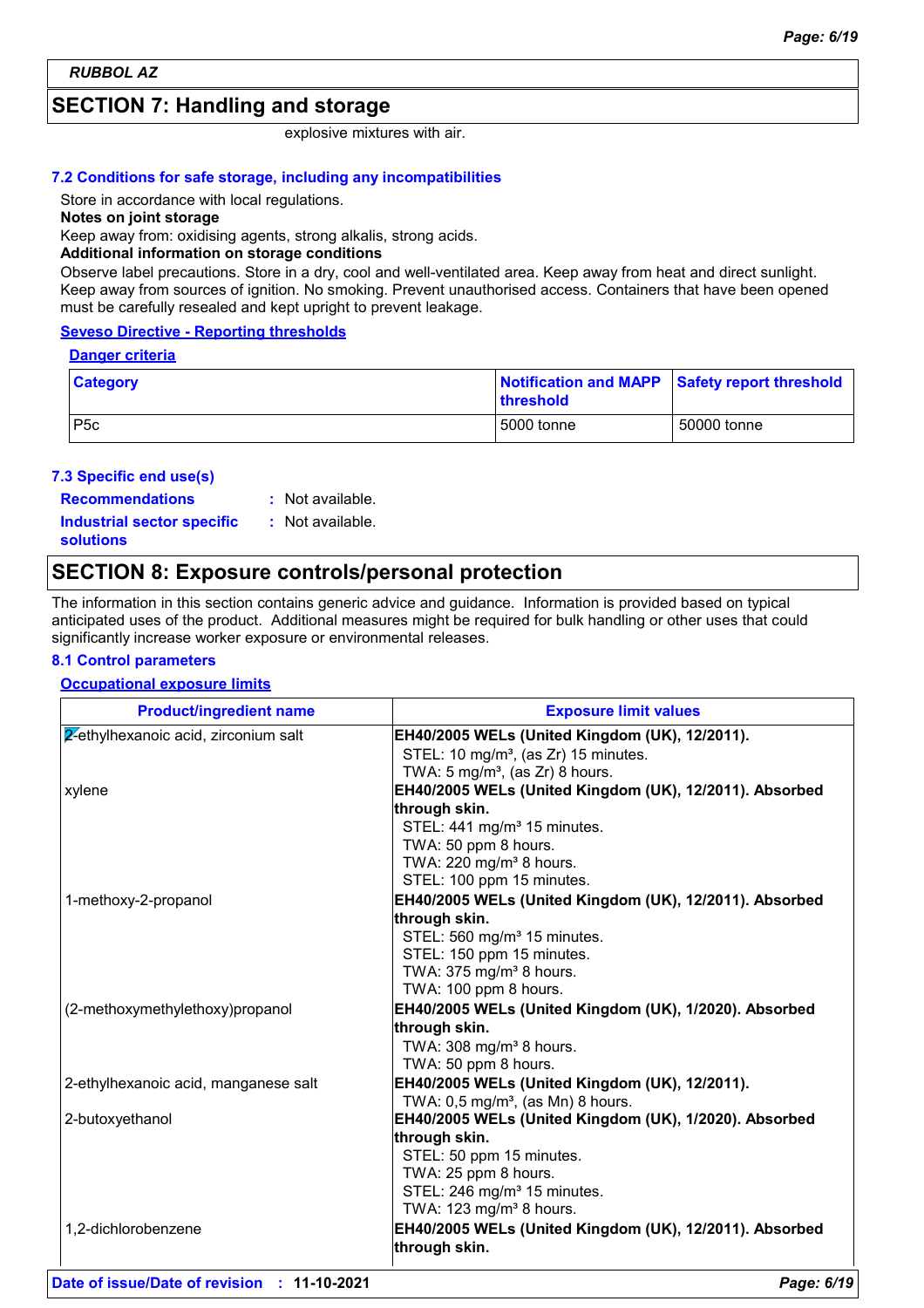RUBBOL AZ

## SECTION 7: Handling and storage

explosive mixtures with air.

### 7.2 Conditions for safe storage, including any incompatibilities

Store in accordance with local regulations.

**Notes on joint storage**

Keep away from: oxidising agents, strong alkalis, strong acids.

**Additional information on storage conditions**

Observe label precautions. Store in a dry, cool and well-ventilated area. Keep away from heat and direct sunlight. Keep away from sources of ignition. No smoking. Prevent unauthorised access. Containers that have been opened must be carefully resealed and kept upright to prevent leakage.

**Seveso Directive - Reporting thresholds**

**Danger criteria**

| Category | Notification and MAPP threshold | Safety report threshold |
|---|---|---|
| P5c | 5000 tonne | 50000 tonne |

### 7.3 Specific end use(s)

**Recommendations** : Not available.

**Industrial sector specific solutions** : Not available.

## SECTION 8: Exposure controls/personal protection

The information in this section contains generic advice and guidance. Information is provided based on typical anticipated uses of the product. Additional measures might be required for bulk handling or other uses that could significantly increase worker exposure or environmental releases.

### 8.1 Control parameters

**Occupational exposure limits**

| Product/ingredient name | Exposure limit values |
|---|---|
| 2-ethylhexanoic acid, zirconium salt | **EH40/2005 WELs (United Kingdom (UK), 12/2011).**<br>STEL: 10 mg/m³, (as Zr) 15 minutes.<br>TWA: 5 mg/m³, (as Zr) 8 hours. |
| xylene | **EH40/2005 WELs (United Kingdom (UK), 12/2011). Absorbed through skin.**<br>STEL: 441 mg/m³ 15 minutes.<br>TWA: 50 ppm 8 hours.<br>TWA: 220 mg/m³ 8 hours.<br>STEL: 100 ppm 15 minutes. |
| 1-methoxy-2-propanol | **EH40/2005 WELs (United Kingdom (UK), 12/2011). Absorbed through skin.**<br>STEL: 560 mg/m³ 15 minutes.<br>STEL: 150 ppm 15 minutes.<br>TWA: 375 mg/m³ 8 hours.<br>TWA: 100 ppm 8 hours. |
| (2-methoxymethylethoxy)propanol | **EH40/2005 WELs (United Kingdom (UK), 1/2020). Absorbed through skin.**<br>TWA: 308 mg/m³ 8 hours.<br>TWA: 50 ppm 8 hours. |
| 2-ethylhexanoic acid, manganese salt | **EH40/2005 WELs (United Kingdom (UK), 12/2011).**<br>TWA: 0,5 mg/m³, (as Mn) 8 hours. |
| 2-butoxyethanol | **EH40/2005 WELs (United Kingdom (UK), 1/2020). Absorbed through skin.**<br>STEL: 50 ppm 15 minutes.<br>TWA: 25 ppm 8 hours.<br>STEL: 246 mg/m³ 15 minutes.<br>TWA: 123 mg/m³ 8 hours. |
| 1,2-dichlorobenzene | **EH40/2005 WELs (United Kingdom (UK), 12/2011). Absorbed through skin.** |

**Date of issue/Date of revision** : **11-10-2021**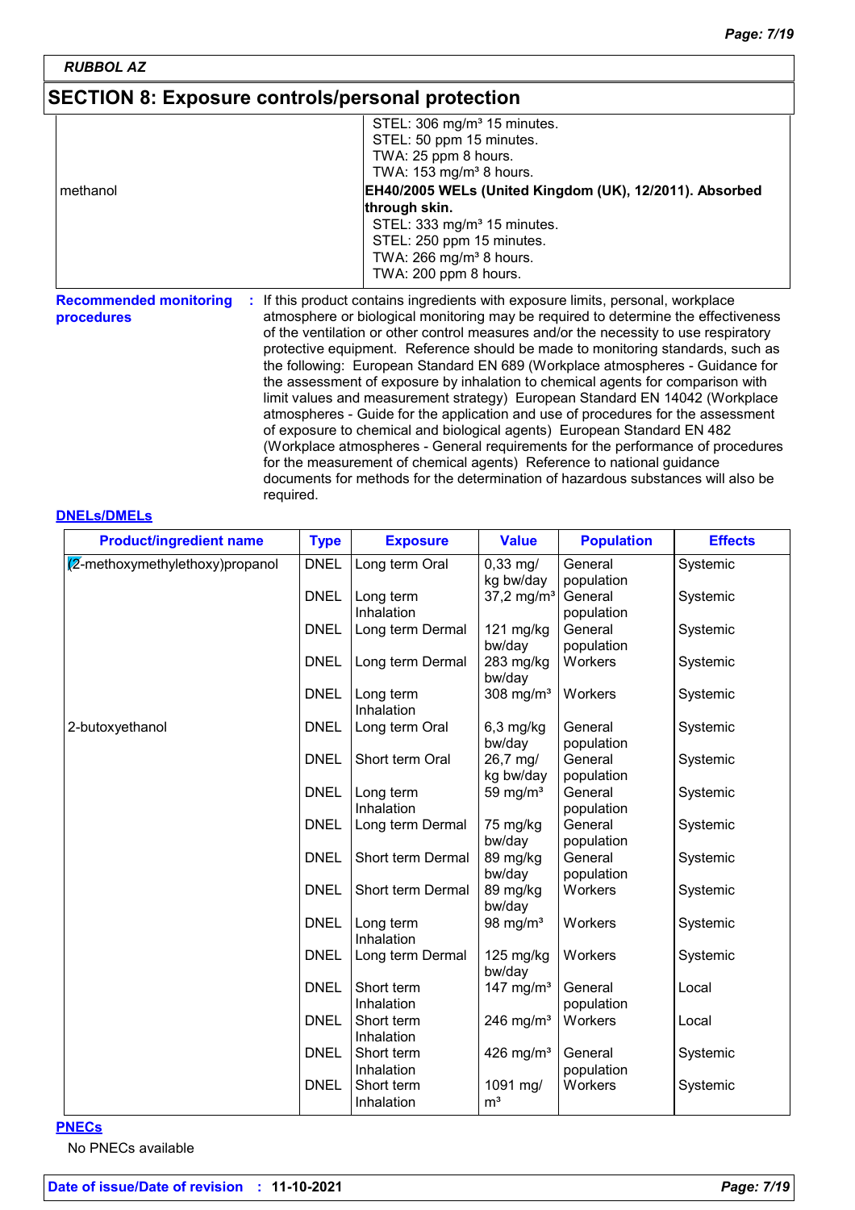## SECTION 8: Exposure controls/personal protection

| | |
|---|---|
| | STEL: 306 mg/m³ 15 minutes.<br>STEL: 50 ppm 15 minutes.<br>TWA: 25 ppm 8 hours.<br>TWA: 153 mg/m³ 8 hours. |
| methanol | **EH40/2005 WELs (United Kingdom (UK), 12/2011). Absorbed through skin.**<br>STEL: 333 mg/m³ 15 minutes.<br>STEL: 250 ppm 15 minutes.<br>TWA: 266 mg/m³ 8 hours.<br>TWA: 200 ppm 8 hours. |

**Recommended monitoring procedures** : If this product contains ingredients with exposure limits, personal, workplace atmosphere or biological monitoring may be required to determine the effectiveness of the ventilation or other control measures and/or the necessity to use respiratory protective equipment. Reference should be made to monitoring standards, such as the following: European Standard EN 689 (Workplace atmospheres - Guidance for the assessment of exposure by inhalation to chemical agents for comparison with limit values and measurement strategy) European Standard EN 14042 (Workplace atmospheres - Guide for the application and use of procedures for the assessment of exposure to chemical and biological agents) European Standard EN 482 (Workplace atmospheres - General requirements for the performance of procedures for the measurement of chemical agents) Reference to national guidance documents for methods for the determination of hazardous substances will also be required.

**DNELs/DMELs**

| Product/ingredient name | Type | Exposure | Value | Population | Effects |
|---|---|---|---|---|---|
| (2-methoxymethylethoxy)propanol | DNEL | Long term Oral | 0,33 mg/kg bw/day | General population | Systemic |
| | DNEL | Long term Inhalation | 37,2 mg/m³ | General population | Systemic |
| | DNEL | Long term Dermal | 121 mg/kg bw/day | General population | Systemic |
| | DNEL | Long term Dermal | 283 mg/kg bw/day | Workers | Systemic |
| | DNEL | Long term Inhalation | 308 mg/m³ | Workers | Systemic |
| 2-butoxyethanol | DNEL | Long term Oral | 6,3 mg/kg bw/day | General population | Systemic |
| | DNEL | Short term Oral | 26,7 mg/kg bw/day | General population | Systemic |
| | DNEL | Long term Inhalation | 59 mg/m³ | General population | Systemic |
| | DNEL | Long term Dermal | 75 mg/kg bw/day | General population | Systemic |
| | DNEL | Short term Dermal | 89 mg/kg bw/day | General population | Systemic |
| | DNEL | Short term Dermal | 89 mg/kg bw/day | Workers | Systemic |
| | DNEL | Long term Inhalation | 98 mg/m³ | Workers | Systemic |
| | DNEL | Long term Dermal | 125 mg/kg bw/day | Workers | Systemic |
| | DNEL | Short term Inhalation | 147 mg/m³ | General population | Local |
| | DNEL | Short term Inhalation | 246 mg/m³ | Workers | Local |
| | DNEL | Short term Inhalation | 426 mg/m³ | General population | Systemic |
| | DNEL | Short term Inhalation | 1091 mg/m³ | Workers | Systemic |

**PNECs**

No PNECs available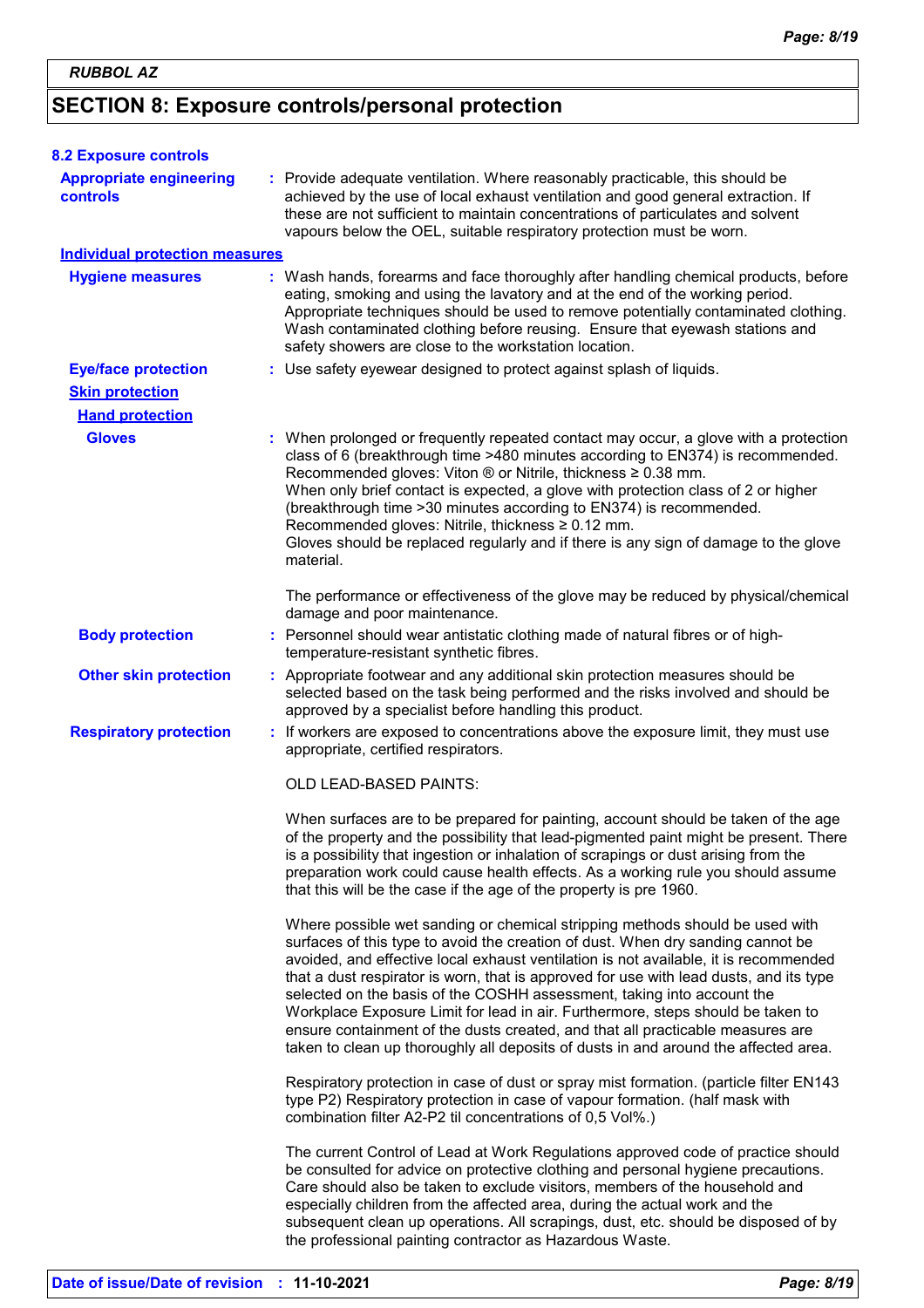RUBBOL AZ

## SECTION 8: Exposure controls/personal protection

### 8.2 Exposure controls

**Appropriate engineering controls** : Provide adequate ventilation. Where reasonably practicable, this should be achieved by the use of local exhaust ventilation and good general extraction. If these are not sufficient to maintain concentrations of particulates and solvent vapours below the OEL, suitable respiratory protection must be worn.

**Individual protection measures**

**Hygiene measures** : Wash hands, forearms and face thoroughly after handling chemical products, before eating, smoking and using the lavatory and at the end of the working period. Appropriate techniques should be used to remove potentially contaminated clothing. Wash contaminated clothing before reusing. Ensure that eyewash stations and safety showers are close to the workstation location.

**Eye/face protection** : Use safety eyewear designed to protect against splash of liquids.

**Skin protection**

**Hand protection**

**Gloves** : When prolonged or frequently repeated contact may occur, a glove with a protection class of 6 (breakthrough time >480 minutes according to EN374) is recommended. Recommended gloves: Viton ® or Nitrile, thickness ≥ 0.38 mm.
When only brief contact is expected, a glove with protection class of 2 or higher (breakthrough time >30 minutes according to EN374) is recommended. Recommended gloves: Nitrile, thickness ≥ 0.12 mm.
Gloves should be replaced regularly and if there is any sign of damage to the glove material.

The performance or effectiveness of the glove may be reduced by physical/chemical damage and poor maintenance.

**Body protection** : Personnel should wear antistatic clothing made of natural fibres or of high-temperature-resistant synthetic fibres.

**Other skin protection** : Appropriate footwear and any additional skin protection measures should be selected based on the task being performed and the risks involved and should be approved by a specialist before handling this product.

**Respiratory protection** : If workers are exposed to concentrations above the exposure limit, they must use appropriate, certified respirators.

OLD LEAD-BASED PAINTS:

When surfaces are to be prepared for painting, account should be taken of the age of the property and the possibility that lead-pigmented paint might be present. There is a possibility that ingestion or inhalation of scrapings or dust arising from the preparation work could cause health effects. As a working rule you should assume that this will be the case if the age of the property is pre 1960.

Where possible wet sanding or chemical stripping methods should be used with surfaces of this type to avoid the creation of dust. When dry sanding cannot be avoided, and effective local exhaust ventilation is not available, it is recommended that a dust respirator is worn, that is approved for use with lead dusts, and its type selected on the basis of the COSHH assessment, taking into account the Workplace Exposure Limit for lead in air. Furthermore, steps should be taken to ensure containment of the dusts created, and that all practicable measures are taken to clean up thoroughly all deposits of dusts in and around the affected area.

Respiratory protection in case of dust or spray mist formation. (particle filter EN143 type P2) Respiratory protection in case of vapour formation. (half mask with combination filter A2-P2 til concentrations of 0,5 Vol%.)

The current Control of Lead at Work Regulations approved code of practice should be consulted for advice on protective clothing and personal hygiene precautions. Care should also be taken to exclude visitors, members of the household and especially children from the affected area, during the actual work and the subsequent clean up operations. All scrapings, dust, etc. should be disposed of by the professional painting contractor as Hazardous Waste.

**Date of issue/Date of revision** : **11-10-2021**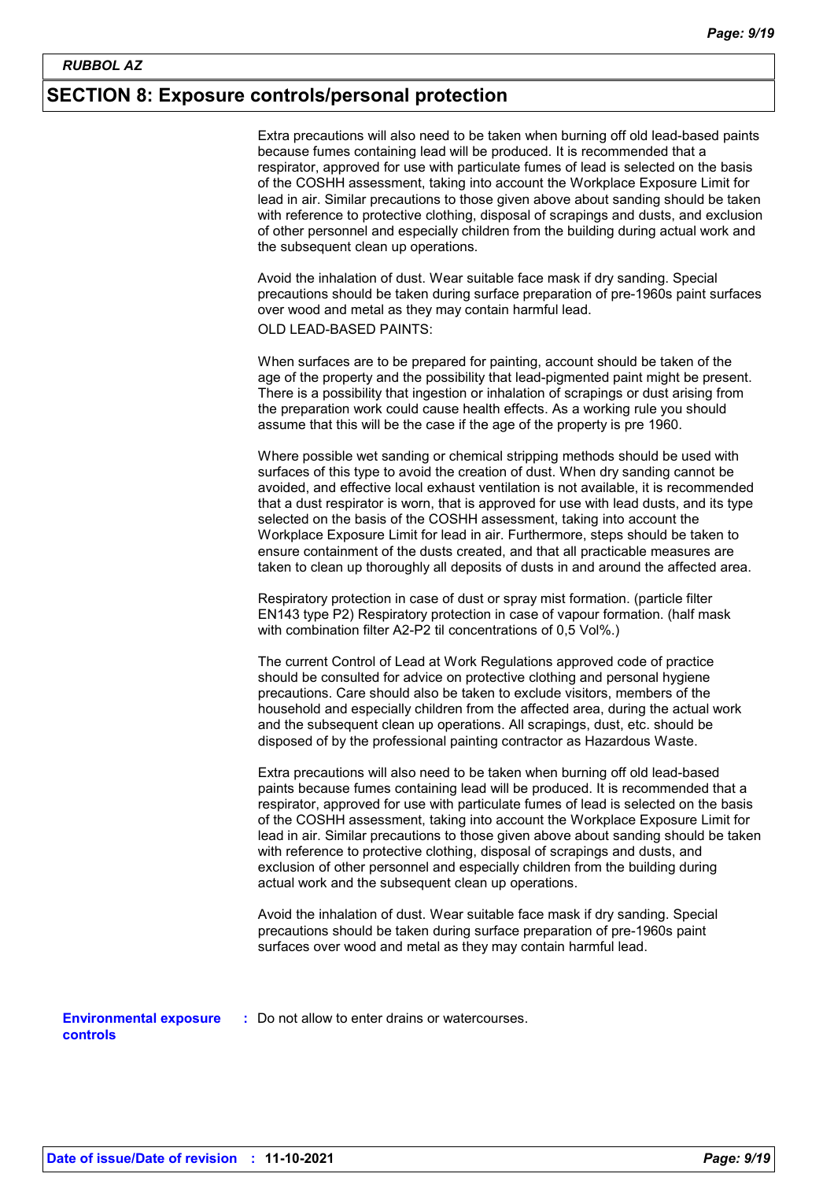## SECTION 8: Exposure controls/personal protection

Extra precautions will also need to be taken when burning off old lead-based paints because fumes containing lead will be produced. It is recommended that a respirator, approved for use with particulate fumes of lead is selected on the basis of the COSHH assessment, taking into account the Workplace Exposure Limit for lead in air. Similar precautions to those given above about sanding should be taken with reference to protective clothing, disposal of scrapings and dusts, and exclusion of other personnel and especially children from the building during actual work and the subsequent clean up operations.

Avoid the inhalation of dust. Wear suitable face mask if dry sanding. Special precautions should be taken during surface preparation of pre-1960s paint surfaces over wood and metal as they may contain harmful lead.

OLD LEAD-BASED PAINTS:

When surfaces are to be prepared for painting, account should be taken of the age of the property and the possibility that lead-pigmented paint might be present. There is a possibility that ingestion or inhalation of scrapings or dust arising from the preparation work could cause health effects. As a working rule you should assume that this will be the case if the age of the property is pre 1960.

Where possible wet sanding or chemical stripping methods should be used with surfaces of this type to avoid the creation of dust. When dry sanding cannot be avoided, and effective local exhaust ventilation is not available, it is recommended that a dust respirator is worn, that is approved for use with lead dusts, and its type selected on the basis of the COSHH assessment, taking into account the Workplace Exposure Limit for lead in air. Furthermore, steps should be taken to ensure containment of the dusts created, and that all practicable measures are taken to clean up thoroughly all deposits of dusts in and around the affected area.

Respiratory protection in case of dust or spray mist formation. (particle filter EN143 type P2) Respiratory protection in case of vapour formation. (half mask with combination filter A2-P2 til concentrations of 0,5 Vol%.)

The current Control of Lead at Work Regulations approved code of practice should be consulted for advice on protective clothing and personal hygiene precautions. Care should also be taken to exclude visitors, members of the household and especially children from the affected area, during the actual work and the subsequent clean up operations. All scrapings, dust, etc. should be disposed of by the professional painting contractor as Hazardous Waste.

Extra precautions will also need to be taken when burning off old lead-based paints because fumes containing lead will be produced. It is recommended that a respirator, approved for use with particulate fumes of lead is selected on the basis of the COSHH assessment, taking into account the Workplace Exposure Limit for lead in air. Similar precautions to those given above about sanding should be taken with reference to protective clothing, disposal of scrapings and dusts, and exclusion of other personnel and especially children from the building during actual work and the subsequent clean up operations.

Avoid the inhalation of dust. Wear suitable face mask if dry sanding. Special precautions should be taken during surface preparation of pre-1960s paint surfaces over wood and metal as they may contain harmful lead.

**Environmental exposure controls** : Do not allow to enter drains or watercourses.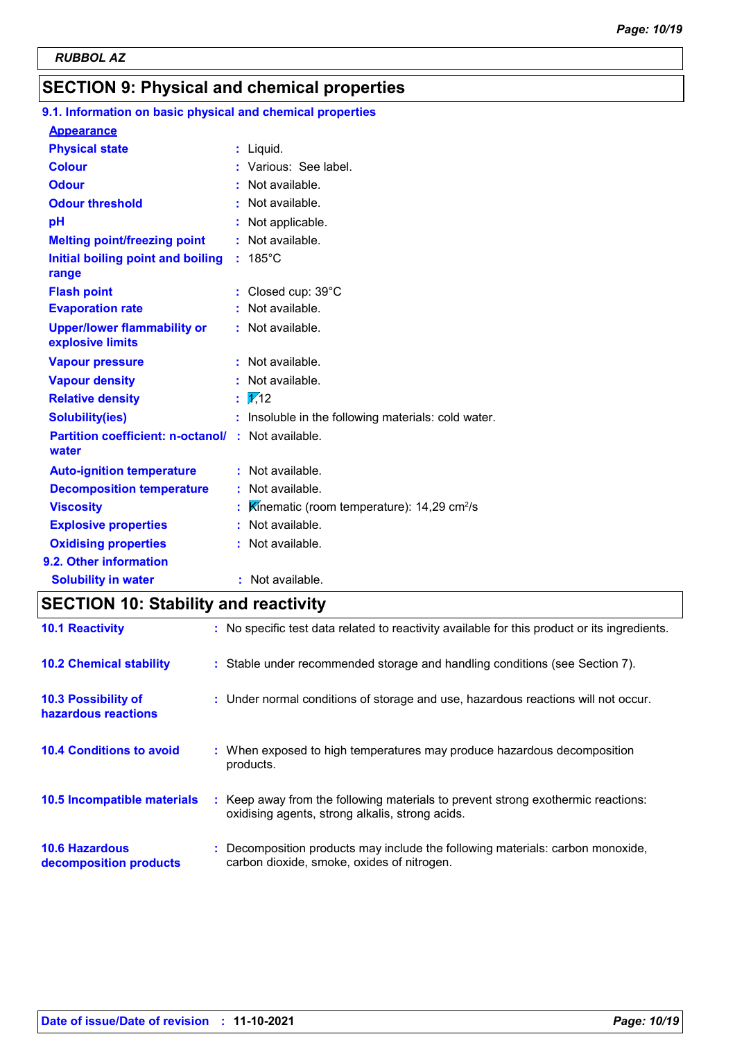**RUBBOL AZ**

## SECTION 9: Physical and chemical properties

### 9.1. Information on basic physical and chemical properties

**Appearance**

| | |
|---|---|
| **Physical state** | : Liquid. |
| **Colour** | : Various: See label. |
| **Odour** | : Not available. |
| **Odour threshold** | : Not available. |
| **pH** | : Not applicable. |
| **Melting point/freezing point** | : Not available. |
| **Initial boiling point and boiling range** | : 185°C |
| **Flash point** | : Closed cup: 39°C |
| **Evaporation rate** | : Not available. |
| **Upper/lower flammability or explosive limits** | : Not available. |
| **Vapour pressure** | : Not available. |
| **Vapour density** | : Not available. |
| **Relative density** | : 1,12 |
| **Solubility(ies)** | : Insoluble in the following materials: cold water. |
| **Partition coefficient: n-octanol/ water** | : Not available. |
| **Auto-ignition temperature** | : Not available. |
| **Decomposition temperature** | : Not available. |
| **Viscosity** | : Kinematic (room temperature): 14,29 $cm^2/s$ |
| **Explosive properties** | : Not available. |
| **Oxidising properties** | : Not available. |

### 9.2. Other information

| | |
|---|---|
| **Solubility in water** | : Not available. |

## SECTION 10: Stability and reactivity

| | |
|---|---|
| **10.1 Reactivity** | : No specific test data related to reactivity available for this product or its ingredients. |
| **10.2 Chemical stability** | : Stable under recommended storage and handling conditions (see Section 7). |
| **10.3 Possibility of hazardous reactions** | : Under normal conditions of storage and use, hazardous reactions will not occur. |
| **10.4 Conditions to avoid** | : When exposed to high temperatures may produce hazardous decomposition products. |
| **10.5 Incompatible materials** | : Keep away from the following materials to prevent strong exothermic reactions: oxidising agents, strong alkalis, strong acids. |
| **10.6 Hazardous decomposition products** | : Decomposition products may include the following materials: carbon monoxide, carbon dioxide, smoke, oxides of nitrogen. |

**Date of issue/Date of revision** : **11-10-2021**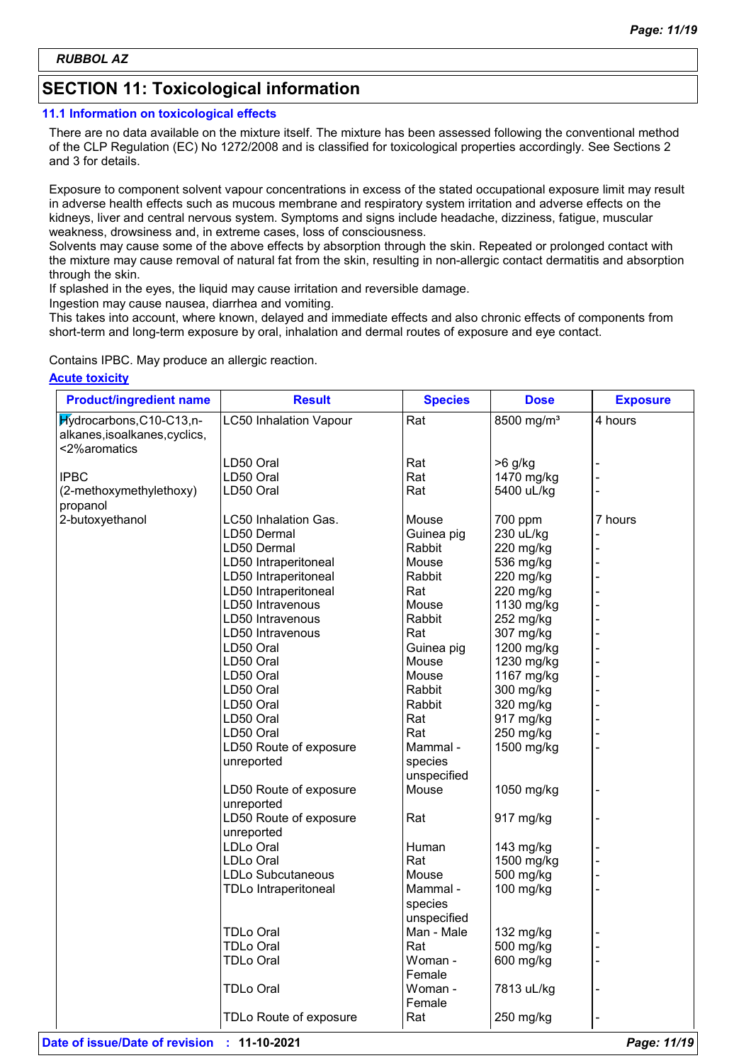RUBBOL AZ

## SECTION 11: Toxicological information

### 11.1 Information on toxicological effects

There are no data available on the mixture itself. The mixture has been assessed following the conventional method of the CLP Regulation (EC) No 1272/2008 and is classified for toxicological properties accordingly. See Sections 2 and 3 for details.

Exposure to component solvent vapour concentrations in excess of the stated occupational exposure limit may result in adverse health effects such as mucous membrane and respiratory system irritation and adverse effects on the kidneys, liver and central nervous system. Symptoms and signs include headache, dizziness, fatigue, muscular weakness, drowsiness and, in extreme cases, loss of consciousness.
Solvents may cause some of the above effects by absorption through the skin. Repeated or prolonged contact with the mixture may cause removal of natural fat from the skin, resulting in non-allergic contact dermatitis and absorption through the skin.
If splashed in the eyes, the liquid may cause irritation and reversible damage.
Ingestion may cause nausea, diarrhea and vomiting.
This takes into account, where known, delayed and immediate effects and also chronic effects of components from short-term and long-term exposure by oral, inhalation and dermal routes of exposure and eye contact.

Contains IPBC. May produce an allergic reaction.

**Acute toxicity**

| Product/ingredient name | Result | Species | Dose | Exposure |
|---|---|---|---|---|
| Hydrocarbons,C10-C13,n-alkanes,isoalkanes,cyclics,<2%aromatics | LC50 Inhalation Vapour | Rat | 8500 mg/m³ | 4 hours |
| | LD50 Oral | Rat | >6 g/kg | - |
| IPBC | LD50 Oral | Rat | 1470 mg/kg | - |
| (2-methoxymethylethoxy) propanol | LD50 Oral | Rat | 5400 uL/kg | - |
| 2-butoxyethanol | LC50 Inhalation Gas. | Mouse | 700 ppm | 7 hours |
| | LD50 Dermal | Guinea pig | 230 uL/kg | - |
| | LD50 Dermal | Rabbit | 220 mg/kg | - |
| | LD50 Intraperitoneal | Mouse | 536 mg/kg | - |
| | LD50 Intraperitoneal | Rabbit | 220 mg/kg | - |
| | LD50 Intraperitoneal | Rat | 220 mg/kg | - |
| | LD50 Intravenous | Mouse | 1130 mg/kg | - |
| | LD50 Intravenous | Rabbit | 252 mg/kg | - |
| | LD50 Intravenous | Rat | 307 mg/kg | - |
| | LD50 Oral | Guinea pig | 1200 mg/kg | - |
| | LD50 Oral | Mouse | 1230 mg/kg | - |
| | LD50 Oral | Mouse | 1167 mg/kg | - |
| | LD50 Oral | Rabbit | 300 mg/kg | - |
| | LD50 Oral | Rabbit | 320 mg/kg | - |
| | LD50 Oral | Rat | 917 mg/kg | - |
| | LD50 Oral | Rat | 250 mg/kg | - |
| | LD50 Route of exposure unreported | Mammal - species unspecified | 1500 mg/kg | - |
| | LD50 Route of exposure unreported | Mouse | 1050 mg/kg | - |
| | LD50 Route of exposure unreported | Rat | 917 mg/kg | - |
| | LDLo Oral | Human | 143 mg/kg | - |
| | LDLo Oral | Rat | 1500 mg/kg | - |
| | LDLo Subcutaneous | Mouse | 500 mg/kg | - |
| | TDLo Intraperitoneal | Mammal - species unspecified | 100 mg/kg | - |
| | TDLo Oral | Man - Male | 132 mg/kg | - |
| | TDLo Oral | Rat | 500 mg/kg | - |
| | TDLo Oral | Woman - Female | 600 mg/kg | - |
| | TDLo Oral | Woman - Female | 7813 uL/kg | - |
| | TDLo Route of exposure | Rat | 250 mg/kg | - |

Date of issue/Date of revision : 11-10-2021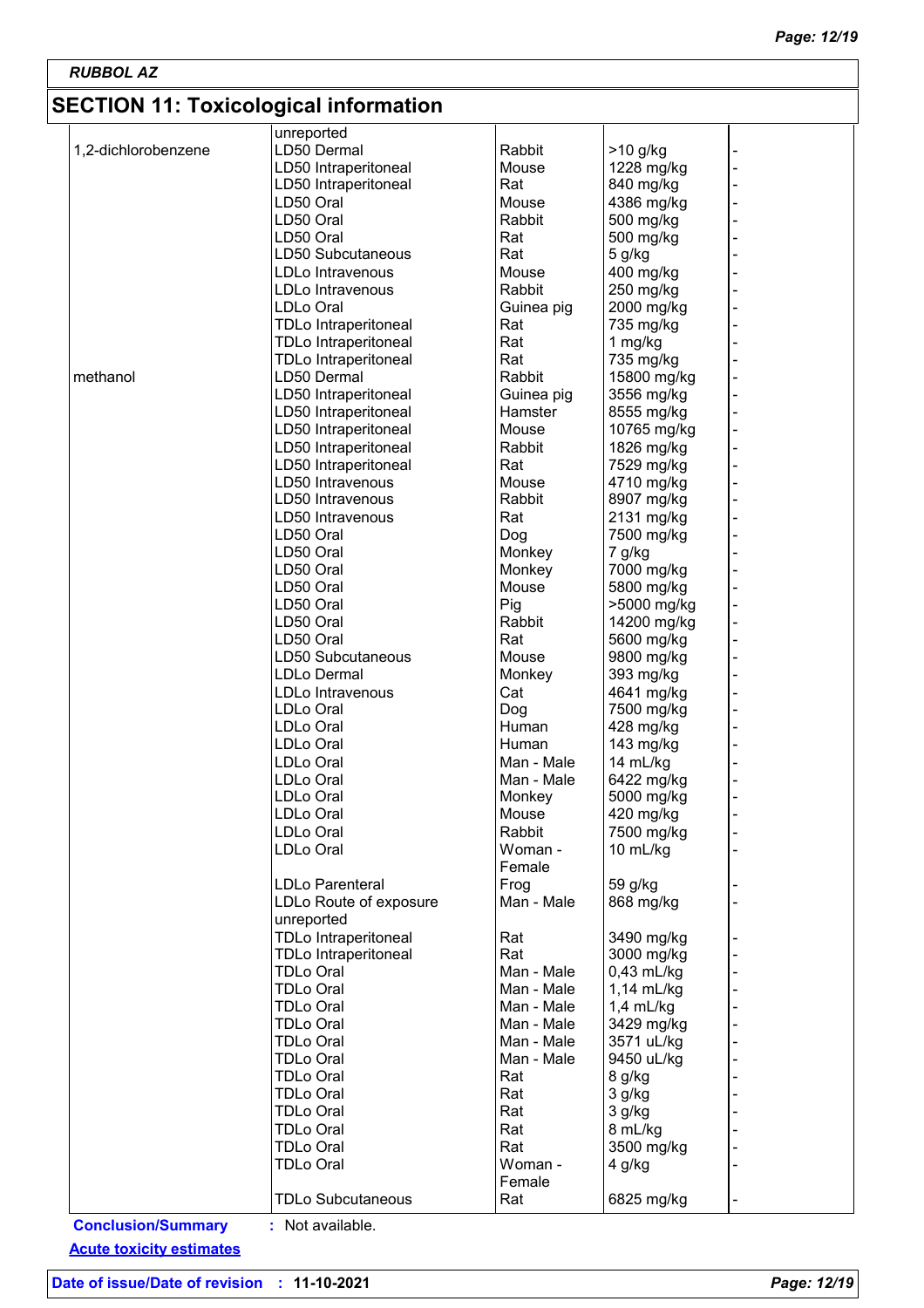## SECTION 11: Toxicological information

| | | | | |
|---|---|---|---|---|
| | unreported | | | |
| 1,2-dichlorobenzene | LD50 Dermal | Rabbit | >10 g/kg | - |
| | LD50 Intraperitoneal | Mouse | 1228 mg/kg | - |
| | LD50 Intraperitoneal | Rat | 840 mg/kg | - |
| | LD50 Oral | Mouse | 4386 mg/kg | - |
| | LD50 Oral | Rabbit | 500 mg/kg | - |
| | LD50 Oral | Rat | 500 mg/kg | - |
| | LD50 Subcutaneous | Rat | 5 g/kg | - |
| | LDLo Intravenous | Mouse | 400 mg/kg | - |
| | LDLo Intravenous | Rabbit | 250 mg/kg | - |
| | LDLo Oral | Guinea pig | 2000 mg/kg | - |
| | TDLo Intraperitoneal | Rat | 735 mg/kg | - |
| | TDLo Intraperitoneal | Rat | 1 mg/kg | - |
| | TDLo Intraperitoneal | Rat | 735 mg/kg | - |
| methanol | LD50 Dermal | Rabbit | 15800 mg/kg | - |
| | LD50 Intraperitoneal | Guinea pig | 3556 mg/kg | - |
| | LD50 Intraperitoneal | Hamster | 8555 mg/kg | - |
| | LD50 Intraperitoneal | Mouse | 10765 mg/kg | - |
| | LD50 Intraperitoneal | Rabbit | 1826 mg/kg | - |
| | LD50 Intraperitoneal | Rat | 7529 mg/kg | - |
| | LD50 Intravenous | Mouse | 4710 mg/kg | - |
| | LD50 Intravenous | Rabbit | 8907 mg/kg | - |
| | LD50 Intravenous | Rat | 2131 mg/kg | - |
| | LD50 Oral | Dog | 7500 mg/kg | - |
| | LD50 Oral | Monkey | 7 g/kg | - |
| | LD50 Oral | Monkey | 7000 mg/kg | - |
| | LD50 Oral | Mouse | 5800 mg/kg | - |
| | LD50 Oral | Pig | >5000 mg/kg | - |
| | LD50 Oral | Rabbit | 14200 mg/kg | - |
| | LD50 Oral | Rat | 5600 mg/kg | - |
| | LD50 Subcutaneous | Mouse | 9800 mg/kg | - |
| | LDLo Dermal | Monkey | 393 mg/kg | - |
| | LDLo Intravenous | Cat | 4641 mg/kg | - |
| | LDLo Oral | Dog | 7500 mg/kg | - |
| | LDLo Oral | Human | 428 mg/kg | - |
| | LDLo Oral | Human | 143 mg/kg | - |
| | LDLo Oral | Man - Male | 14 mL/kg | - |
| | LDLo Oral | Man - Male | 6422 mg/kg | - |
| | LDLo Oral | Monkey | 5000 mg/kg | - |
| | LDLo Oral | Mouse | 420 mg/kg | - |
| | LDLo Oral | Rabbit | 7500 mg/kg | - |
| | LDLo Oral | Woman - Female | 10 mL/kg | - |
| | LDLo Parenteral | Frog | 59 g/kg | - |
| | LDLo Route of exposure unreported | Man - Male | 868 mg/kg | - |
| | TDLo Intraperitoneal | Rat | 3490 mg/kg | - |
| | TDLo Intraperitoneal | Rat | 3000 mg/kg | - |
| | TDLo Oral | Man - Male | 0,43 mL/kg | - |
| | TDLo Oral | Man - Male | 1,14 mL/kg | - |
| | TDLo Oral | Man - Male | 1,4 mL/kg | - |
| | TDLo Oral | Man - Male | 3429 mg/kg | - |
| | TDLo Oral | Man - Male | 3571 uL/kg | - |
| | TDLo Oral | Man - Male | 9450 uL/kg | - |
| | TDLo Oral | Rat | 8 g/kg | - |
| | TDLo Oral | Rat | 3 g/kg | - |
| | TDLo Oral | Rat | 3 g/kg | - |
| | TDLo Oral | Rat | 8 mL/kg | - |
| | TDLo Oral | Rat | 3500 mg/kg | - |
| | TDLo Oral | Woman - Female | 4 g/kg | - |
| | TDLo Subcutaneous | Rat | 6825 mg/kg | - |

**Conclusion/Summary** : Not available.

**Acute toxicity estimates**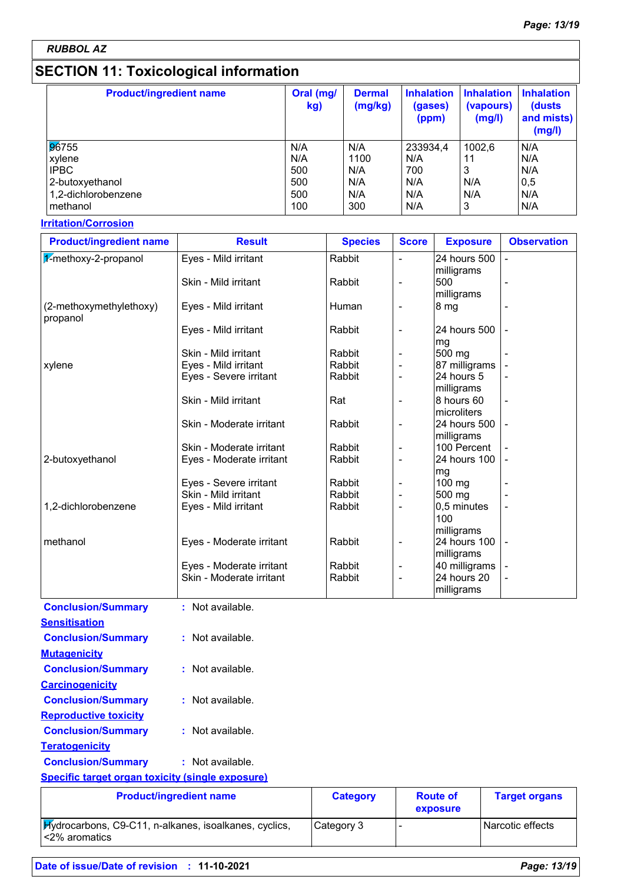RUBBOL AZ

## SECTION 11: Toxicological information

| Product/ingredient name | Oral (mg/kg) | Dermal (mg/kg) | Inhalation (gases) (ppm) | Inhalation (vapours) (mg/l) | Inhalation (dusts and mists) (mg/l) |
|---|---|---|---|---|---|
| 96755 | N/A | N/A | 233934,4 | 1002,6 | N/A |
| xylene | N/A | 1100 | N/A | 11 | N/A |
| IPBC | 500 | N/A | 700 | 3 | N/A |
| 2-butoxyethanol | 500 | N/A | N/A | N/A | 0,5 |
| 1,2-dichlorobenzene | 500 | N/A | N/A | N/A | N/A |
| methanol | 100 | 300 | N/A | 3 | N/A |

**Irritation/Corrosion**

| Product/ingredient name | Result | Species | Score | Exposure | Observation |
|---|---|---|---|---|---|
| 1-methoxy-2-propanol | Eyes - Mild irritant | Rabbit | - | 24 hours 500 milligrams | - |
| | Skin - Mild irritant | Rabbit | - | 500 milligrams | - |
| (2-methoxymethylethoxy) propanol | Eyes - Mild irritant | Human | - | 8 mg | - |
| | Eyes - Mild irritant | Rabbit | - | 24 hours 500 mg | - |
| | Skin - Mild irritant | Rabbit | - | 500 mg | - |
| xylene | Eyes - Mild irritant | Rabbit | - | 87 milligrams | - |
| | Eyes - Severe irritant | Rabbit | - | 24 hours 5 milligrams | - |
| | Skin - Mild irritant | Rat | - | 8 hours 60 microliters | - |
| | Skin - Moderate irritant | Rabbit | - | 24 hours 500 milligrams | - |
| | Skin - Moderate irritant | Rabbit | - | 100 Percent | - |
| 2-butoxyethanol | Eyes - Moderate irritant | Rabbit | - | 24 hours 100 mg | - |
| | Eyes - Severe irritant | Rabbit | - | 100 mg | - |
| | Skin - Mild irritant | Rabbit | - | 500 mg | - |
| 1,2-dichlorobenzene | Eyes - Mild irritant | Rabbit | - | 0,5 minutes 100 milligrams | - |
| methanol | Eyes - Moderate irritant | Rabbit | - | 24 hours 100 milligrams | - |
| | Eyes - Moderate irritant | Rabbit | - | 40 milligrams | - |
| | Skin - Moderate irritant | Rabbit | - | 24 hours 20 milligrams | - |

**Conclusion/Summary** : Not available.

**Sensitisation**

**Conclusion/Summary** : Not available.

**Mutagenicity**

**Conclusion/Summary** : Not available.

**Carcinogenicity**

**Conclusion/Summary** : Not available.

**Reproductive toxicity**

**Conclusion/Summary** : Not available.

**Teratogenicity**

**Conclusion/Summary** : Not available.

**Specific target organ toxicity (single exposure)**

| Product/ingredient name | Category | Route of exposure | Target organs |
|---|---|---|---|
| Hydrocarbons, C9-C11, n-alkanes, isoalkanes, cyclics, <2% aromatics | Category 3 | - | Narcotic effects |

Date of issue/Date of revision : 11-10-2021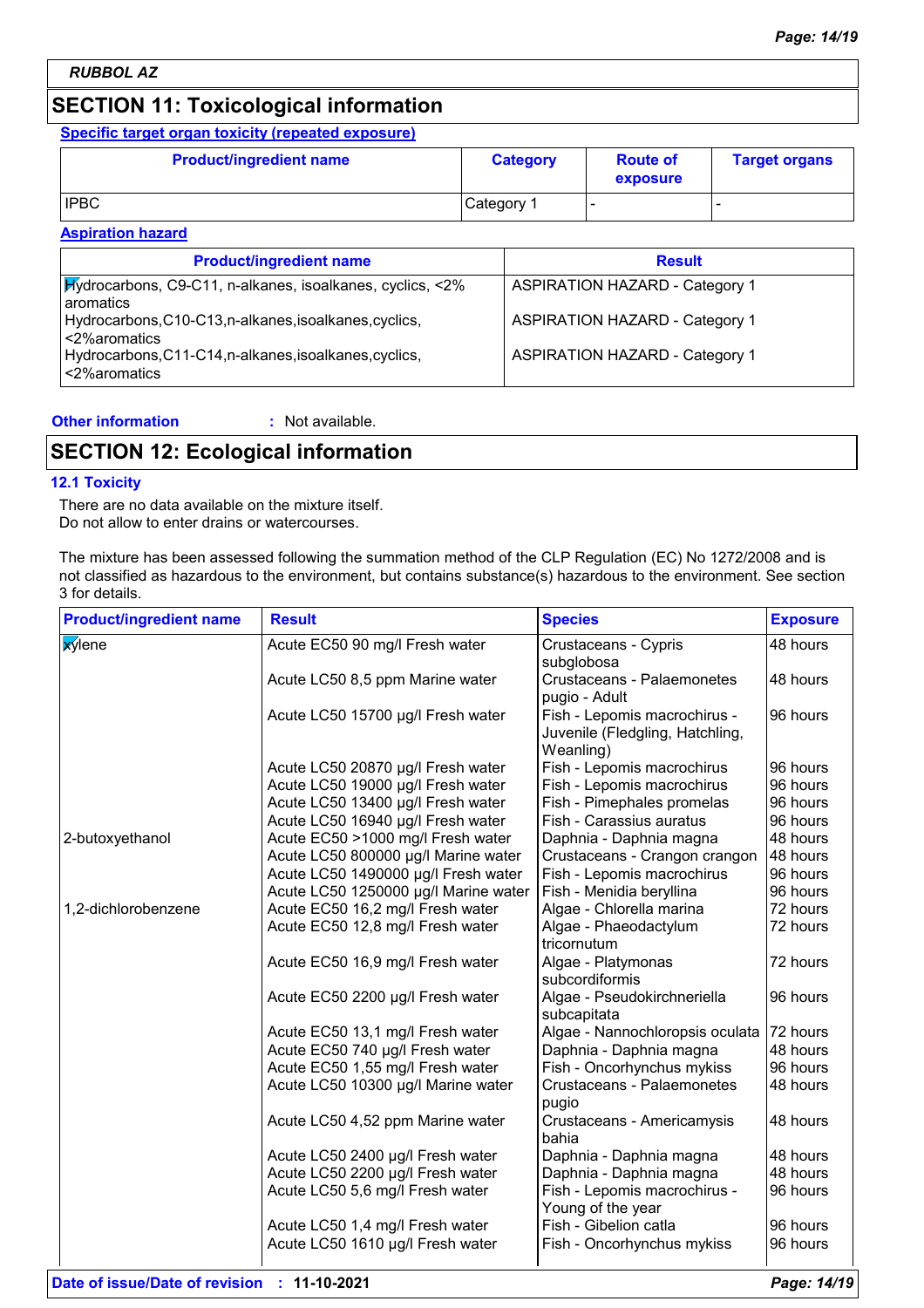RUBBOL AZ

## SECTION 11: Toxicological information

**Specific target organ toxicity (repeated exposure)**

| Product/ingredient name | Category | Route of exposure | Target organs |
|---|---|---|---|
| IPBC | Category 1 | - | - |

**Aspiration hazard**

| Product/ingredient name | Result |
|---|---|
| Hydrocarbons, C9-C11, n-alkanes, isoalkanes, cyclics, <2% aromatics | ASPIRATION HAZARD - Category 1 |
| Hydrocarbons,C10-C13,n-alkanes,isoalkanes,cyclics, <2%aromatics | ASPIRATION HAZARD - Category 1 |
| Hydrocarbons,C11-C14,n-alkanes,isoalkanes,cyclics, <2%aromatics | ASPIRATION HAZARD - Category 1 |

**Other information** : Not available.

## SECTION 12: Ecological information

### 12.1 Toxicity

There are no data available on the mixture itself.
Do not allow to enter drains or watercourses.

The mixture has been assessed following the summation method of the CLP Regulation (EC) No 1272/2008 and is not classified as hazardous to the environment, but contains substance(s) hazardous to the environment. See section 3 for details.

| Product/ingredient name | Result | Species | Exposure |
|---|---|---|---|
| xylene | Acute EC50 90 mg/l Fresh water | Crustaceans - Cypris subglobosa | 48 hours |
| | Acute LC50 8,5 ppm Marine water | Crustaceans - Palaemonetes pugio - Adult | 48 hours |
| | Acute LC50 15700 µg/l Fresh water | Fish - Lepomis macrochirus - Juvenile (Fledgling, Hatchling, Weanling) | 96 hours |
| | Acute LC50 20870 µg/l Fresh water | Fish - Lepomis macrochirus | 96 hours |
| | Acute LC50 19000 µg/l Fresh water | Fish - Lepomis macrochirus | 96 hours |
| | Acute LC50 13400 µg/l Fresh water | Fish - Pimephales promelas | 96 hours |
| | Acute LC50 16940 µg/l Fresh water | Fish - Carassius auratus | 96 hours |
| 2-butoxyethanol | Acute EC50 >1000 mg/l Fresh water | Daphnia - Daphnia magna | 48 hours |
| | Acute LC50 800000 µg/l Marine water | Crustaceans - Crangon crangon | 48 hours |
| | Acute LC50 1490000 µg/l Fresh water | Fish - Lepomis macrochirus | 96 hours |
| | Acute LC50 1250000 µg/l Marine water | Fish - Menidia beryllina | 96 hours |
| 1,2-dichlorobenzene | Acute EC50 16,2 mg/l Fresh water | Algae - Chlorella marina | 72 hours |
| | Acute EC50 12,8 mg/l Fresh water | Algae - Phaeodactylum tricornutum | 72 hours |
| | Acute EC50 16,9 mg/l Fresh water | Algae - Platymonas subcordiformis | 72 hours |
| | Acute EC50 2200 µg/l Fresh water | Algae - Pseudokirchneriella subcapitata | 96 hours |
| | Acute EC50 13,1 mg/l Fresh water | Algae - Nannochloropsis oculata | 72 hours |
| | Acute EC50 740 µg/l Fresh water | Daphnia - Daphnia magna | 48 hours |
| | Acute EC50 1,55 mg/l Fresh water | Fish - Oncorhynchus mykiss | 96 hours |
| | Acute LC50 10300 µg/l Marine water | Crustaceans - Palaemonetes pugio | 48 hours |
| | Acute LC50 4,52 ppm Marine water | Crustaceans - Americamysis bahia | 48 hours |
| | Acute LC50 2400 µg/l Fresh water | Daphnia - Daphnia magna | 48 hours |
| | Acute LC50 2200 µg/l Fresh water | Daphnia - Daphnia magna | 48 hours |
| | Acute LC50 5,6 mg/l Fresh water | Fish - Lepomis macrochirus - Young of the year | 96 hours |
| | Acute LC50 1,4 mg/l Fresh water | Fish - Gibelion catla | 96 hours |
| | Acute LC50 1610 µg/l Fresh water | Fish - Oncorhynchus mykiss | 96 hours |

**Date of issue/Date of revision** : **11-10-2021**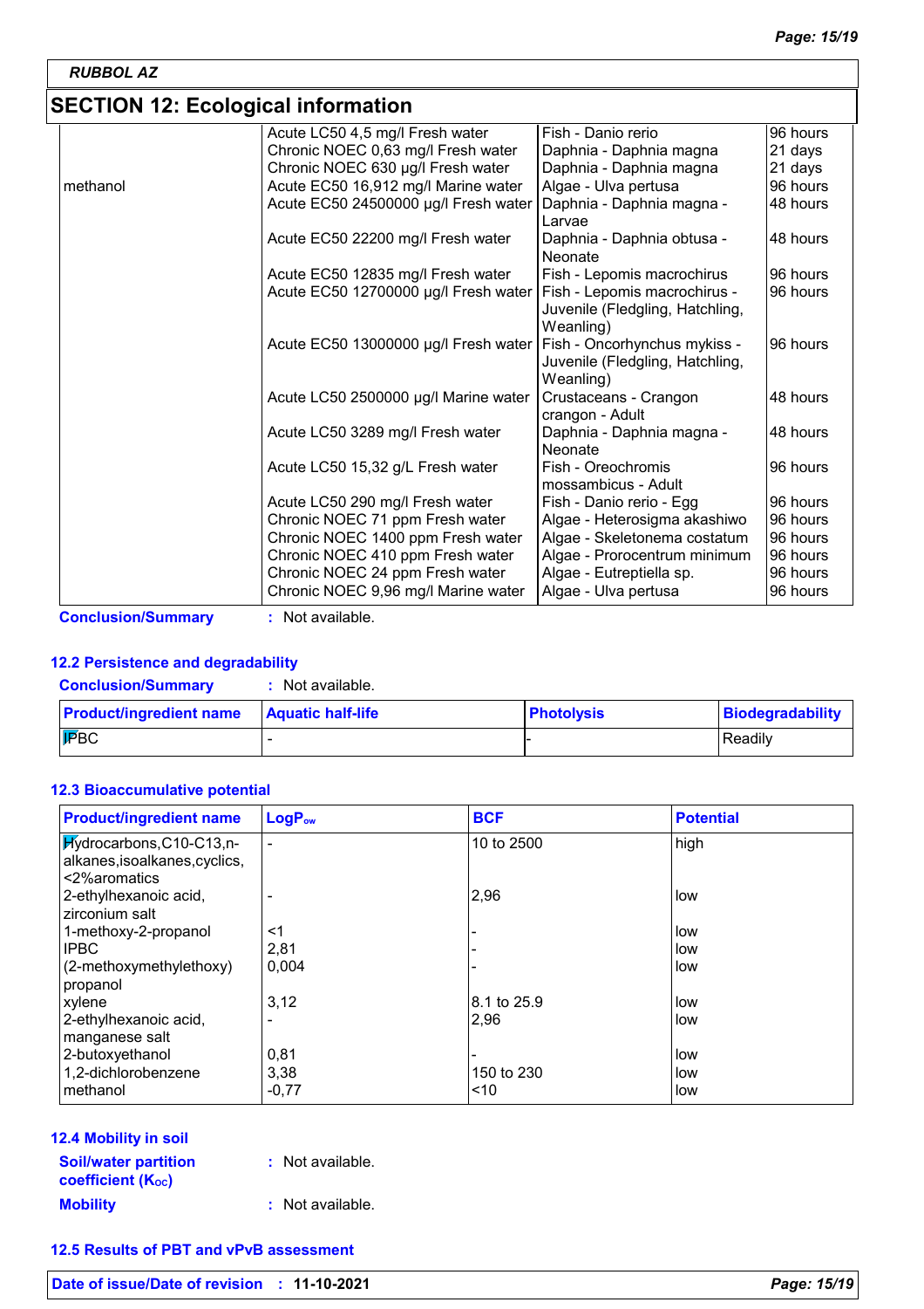## SECTION 12: Ecological information

| | | | |
|---|---|---|---|
| | Acute LC50 4,5 mg/l Fresh water | Fish - Danio rerio | 96 hours |
| | Chronic NOEC 0,63 mg/l Fresh water | Daphnia - Daphnia magna | 21 days |
| | Chronic NOEC 630 µg/l Fresh water | Daphnia - Daphnia magna | 21 days |
| methanol | Acute EC50 16,912 mg/l Marine water | Algae - Ulva pertusa | 96 hours |
| | Acute EC50 24500000 µg/l Fresh water | Daphnia - Daphnia magna - Larvae | 48 hours |
| | Acute EC50 22200 mg/l Fresh water | Daphnia - Daphnia obtusa - Neonate | 48 hours |
| | Acute EC50 12835 mg/l Fresh water | Fish - Lepomis macrochirus | 96 hours |
| | Acute EC50 12700000 µg/l Fresh water | Fish - Lepomis macrochirus - Juvenile (Fledgling, Hatchling, Weanling) | 96 hours |
| | Acute EC50 13000000 µg/l Fresh water | Fish - Oncorhynchus mykiss - Juvenile (Fledgling, Hatchling, Weanling) | 96 hours |
| | Acute LC50 2500000 µg/l Marine water | Crustaceans - Crangon crangon - Adult | 48 hours |
| | Acute LC50 3289 mg/l Fresh water | Daphnia - Daphnia magna - Neonate | 48 hours |
| | Acute LC50 15,32 g/L Fresh water | Fish - Oreochromis mossambicus - Adult | 96 hours |
| | Acute LC50 290 mg/l Fresh water | Fish - Danio rerio - Egg | 96 hours |
| | Chronic NOEC 71 ppm Fresh water | Algae - Heterosigma akashiwo | 96 hours |
| | Chronic NOEC 1400 ppm Fresh water | Algae - Skeletonema costatum | 96 hours |
| | Chronic NOEC 410 ppm Fresh water | Algae - Prorocentrum minimum | 96 hours |
| | Chronic NOEC 24 ppm Fresh water | Algae - Eutreptiella sp. | 96 hours |
| | Chronic NOEC 9,96 mg/l Marine water | Algae - Ulva pertusa | 96 hours |

**Conclusion/Summary** : Not available.

### 12.2 Persistence and degradability

**Conclusion/Summary** : Not available.

| Product/ingredient name | Aquatic half-life | Photolysis | Biodegradability |
|---|---|---|---|
| IPBC | - | - | Readily |

### 12.3 Bioaccumulative potential

| Product/ingredient name | $LogP_{ow}$ | BCF | Potential |
|---|---|---|---|
| Hydrocarbons,C10-C13,n-alkanes,isoalkanes,cyclics,<2%aromatics | - | 10 to 2500 | high |
| 2-ethylhexanoic acid, zirconium salt | - | 2,96 | low |
| 1-methoxy-2-propanol | <1 | - | low |
| IPBC | 2,81 | - | low |
| (2-methoxymethylethoxy) propanol | 0,004 | - | low |
| xylene | 3,12 | 8.1 to 25.9 | low |
| 2-ethylhexanoic acid, manganese salt | - | 2,96 | low |
| 2-butoxyethanol | 0,81 | - | low |
| 1,2-dichlorobenzene | 3,38 | 150 to 230 | low |
| methanol | -0,77 | <10 | low |

### 12.4 Mobility in soil

**Soil/water partition coefficient ($K_{OC}$)** : Not available.

**Mobility** : Not available.

### 12.5 Results of PBT and vPvB assessment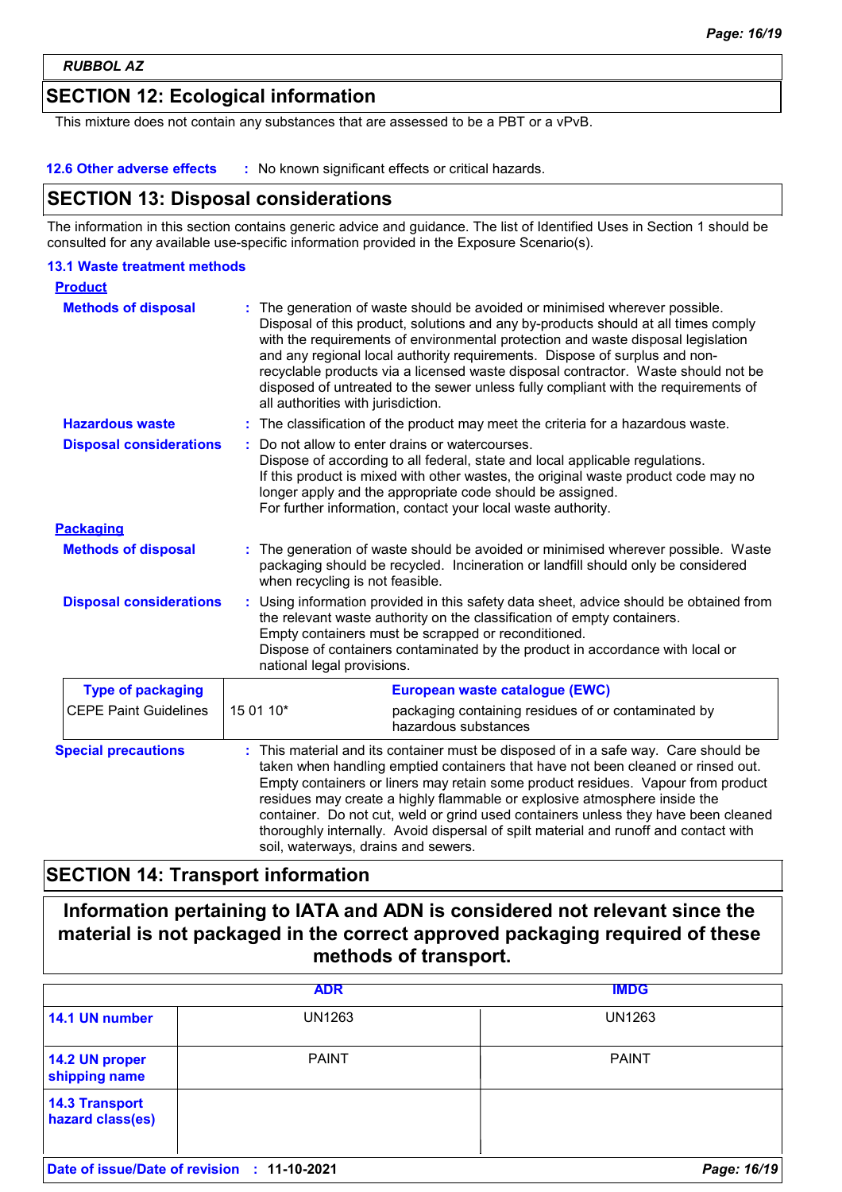RUBBOL AZ

## SECTION 12: Ecological information

This mixture does not contain any substances that are assessed to be a PBT or a vPvB.

**12.6 Other adverse effects** : No known significant effects or critical hazards.

## SECTION 13: Disposal considerations

The information in this section contains generic advice and guidance. The list of Identified Uses in Section 1 should be consulted for any available use-specific information provided in the Exposure Scenario(s).

### 13.1 Waste treatment methods

**Product**

**Methods of disposal** : The generation of waste should be avoided or minimised wherever possible. Disposal of this product, solutions and any by-products should at all times comply with the requirements of environmental protection and waste disposal legislation and any regional local authority requirements. Dispose of surplus and non-recyclable products via a licensed waste disposal contractor. Waste should not be disposed of untreated to the sewer unless fully compliant with the requirements of all authorities with jurisdiction.

**Hazardous waste** : The classification of the product may meet the criteria for a hazardous waste.

**Disposal considerations** : Do not allow to enter drains or watercourses.
Dispose of according to all federal, state and local applicable regulations.
If this product is mixed with other wastes, the original waste product code may no longer apply and the appropriate code should be assigned.
For further information, contact your local waste authority.

**Packaging**

**Methods of disposal** : The generation of waste should be avoided or minimised wherever possible. Waste packaging should be recycled. Incineration or landfill should only be considered when recycling is not feasible.

**Disposal considerations** : Using information provided in this safety data sheet, advice should be obtained from the relevant waste authority on the classification of empty containers.
Empty containers must be scrapped or reconditioned.
Dispose of containers contaminated by the product in accordance with local or national legal provisions.

| Type of packaging | European waste catalogue (EWC) | |
|---|---|---|
| CEPE Paint Guidelines | 15 01 10* | packaging containing residues of or contaminated by hazardous substances |

**Special precautions** : This material and its container must be disposed of in a safe way. Care should be taken when handling emptied containers that have not been cleaned or rinsed out. Empty containers or liners may retain some product residues. Vapour from product residues may create a highly flammable or explosive atmosphere inside the container. Do not cut, weld or grind used containers unless they have been cleaned thoroughly internally. Avoid dispersal of spilt material and runoff and contact with soil, waterways, drains and sewers.

## SECTION 14: Transport information

**Information pertaining to IATA and ADN is considered not relevant since the material is not packaged in the correct approved packaging required of these methods of transport.**

| | ADR | IMDG |
|---|---|---|
| **14.1 UN number** | UN1263 | UN1263 |
| **14.2 UN proper shipping name** | PAINT | PAINT |
| **14.3 Transport hazard class(es)** | | |

**Date of issue/Date of revision** : **11-10-2021**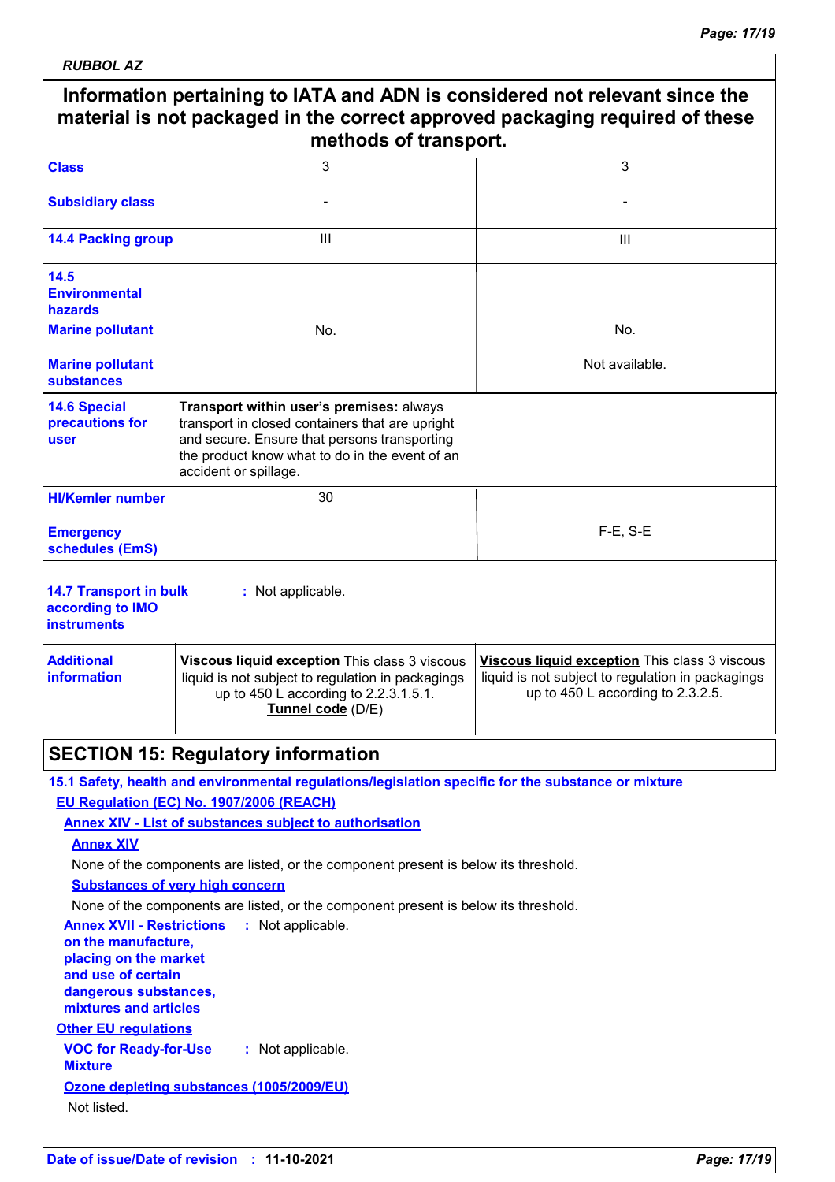RUBBOL AZ

| Information pertaining to IATA and ADN is considered not relevant since the material is not packaged in the correct approved packaging required of these methods of transport. | | |
|---|---|---|
| **Class** | 3 | 3 |
| **Subsidiary class** | - | - |
| **14.4 Packing group** | III | III |
| **14.5 Environmental hazards** | | |
| **Marine pollutant** | No. | No. |
| **Marine pollutant substances** | | Not available. |
| **14.6 Special precautions for user** | **Transport within user's premises:** always transport in closed containers that are upright and secure. Ensure that persons transporting the product know what to do in the event of an accident or spillage. | |
| **HI/Kemler number** | 30 | |
| **Emergency schedules (EmS)** | | F-E, S-E |
| **14.7 Transport in bulk according to IMO instruments** | : Not applicable. | |
| **Additional information** | **Viscous liquid exception** This class 3 viscous liquid is not subject to regulation in packagings up to 450 L according to 2.2.3.1.5.1. **Tunnel code** (D/E) | **Viscous liquid exception** This class 3 viscous liquid is not subject to regulation in packagings up to 450 L according to 2.3.2.5. |

## SECTION 15: Regulatory information

**15.1 Safety, health and environmental regulations/legislation specific for the substance or mixture**

**EU Regulation (EC) No. 1907/2006 (REACH)**

**Annex XIV - List of substances subject to authorisation**

**Annex XIV**

None of the components are listed, or the component present is below its threshold.

**Substances of very high concern**

None of the components are listed, or the component present is below its threshold.

**Annex XVII - Restrictions on the manufacture, placing on the market and use of certain dangerous substances, mixtures and articles** : Not applicable.

**Other EU regulations**

**VOC for Ready-for-Use Mixture** : Not applicable.

**Ozone depleting substances (1005/2009/EU)**

Not listed.

**Date of issue/Date of revision** : **11-10-2021**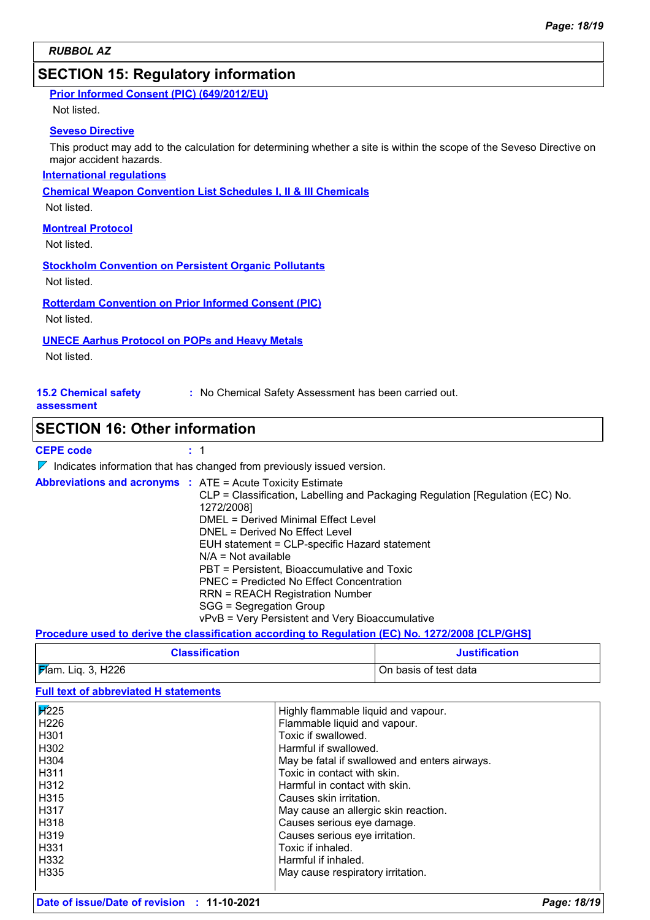RUBBOL AZ

## SECTION 15: Regulatory information

**Prior Informed Consent (PIC) (649/2012/EU)**

Not listed.

**Seveso Directive**

This product may add to the calculation for determining whether a site is within the scope of the Seveso Directive on major accident hazards.

**International regulations**

**Chemical Weapon Convention List Schedules I, II & III Chemicals**

Not listed.

**Montreal Protocol**

Not listed.

**Stockholm Convention on Persistent Organic Pollutants**

Not listed.

**Rotterdam Convention on Prior Informed Consent (PIC)**

Not listed.

**UNECE Aarhus Protocol on POPs and Heavy Metals**

Not listed.

**15.2 Chemical safety assessment** : No Chemical Safety Assessment has been carried out.

## SECTION 16: Other information

**CEPE code** : 1

Indicates information that has changed from previously issued version.

**Abbreviations and acronyms** :
ATE = Acute Toxicity Estimate
CLP = Classification, Labelling and Packaging Regulation [Regulation (EC) No. 1272/2008]
DMEL = Derived Minimal Effect Level
DNEL = Derived No Effect Level
EUH statement = CLP-specific Hazard statement
N/A = Not available
PBT = Persistent, Bioaccumulative and Toxic
PNEC = Predicted No Effect Concentration
RRN = REACH Registration Number
SGG = Segregation Group
vPvB = Very Persistent and Very Bioaccumulative

**Procedure used to derive the classification according to Regulation (EC) No. 1272/2008 [CLP/GHS]**

| Classification | Justification |
|---|---|
| Flam. Liq. 3, H226 | On basis of test data |

**Full text of abbreviated H statements**

| | |
|---|---|
| H225 | Highly flammable liquid and vapour. |
| H226 | Flammable liquid and vapour. |
| H301 | Toxic if swallowed. |
| H302 | Harmful if swallowed. |
| H304 | May be fatal if swallowed and enters airways. |
| H311 | Toxic in contact with skin. |
| H312 | Harmful in contact with skin. |
| H315 | Causes skin irritation. |
| H317 | May cause an allergic skin reaction. |
| H318 | Causes serious eye damage. |
| H319 | Causes serious eye irritation. |
| H331 | Toxic if inhaled. |
| H332 | Harmful if inhaled. |
| H335 | May cause respiratory irritation. |

**Date of issue/Date of revision** : **11-10-2021**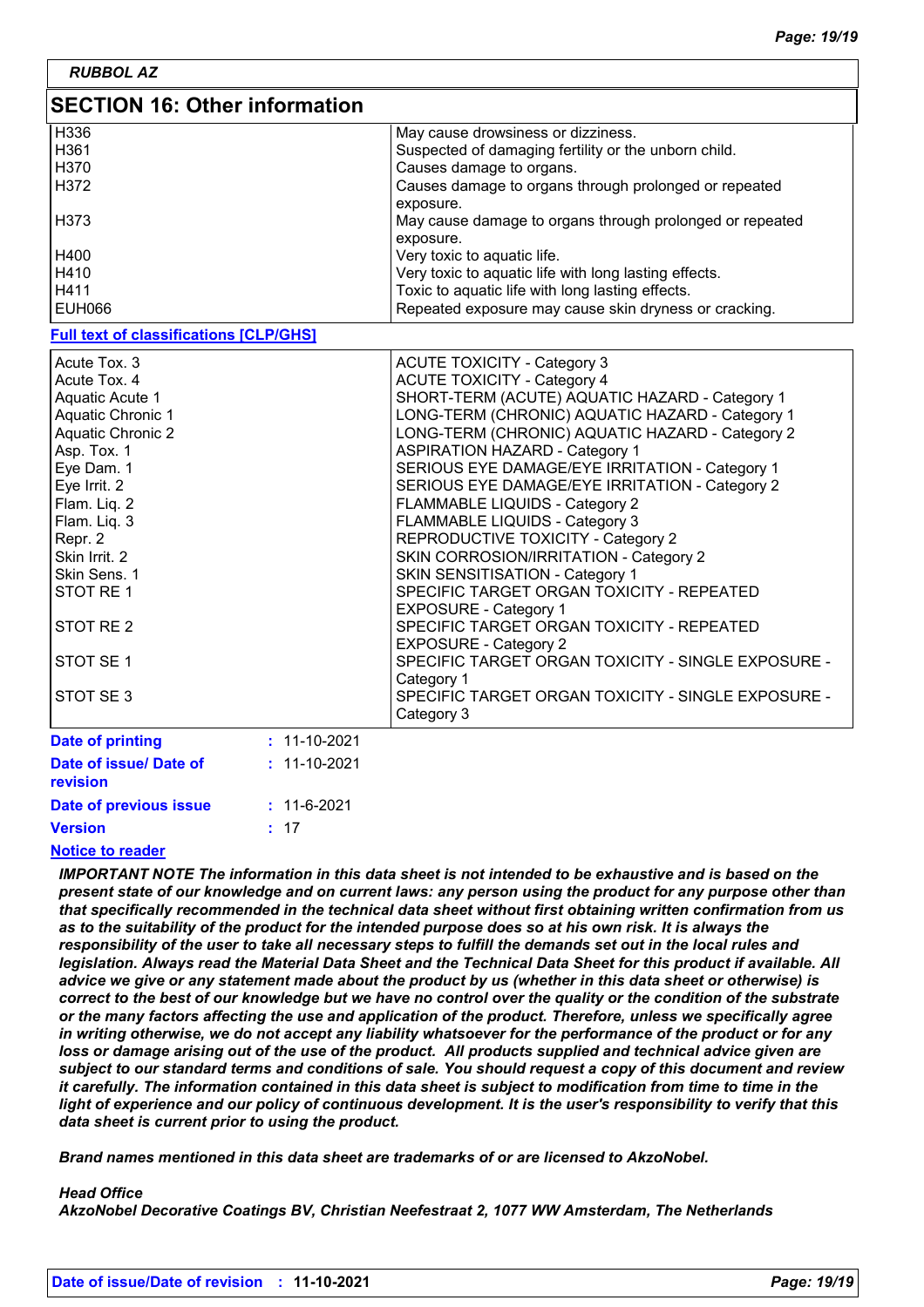## SECTION 16: Other information

| | |
|---|---|
| H336 | May cause drowsiness or dizziness. |
| H361 | Suspected of damaging fertility or the unborn child. |
| H370 | Causes damage to organs. |
| H372 | Causes damage to organs through prolonged or repeated exposure. |
| H373 | May cause damage to organs through prolonged or repeated exposure. |
| H400 | Very toxic to aquatic life. |
| H410 | Very toxic to aquatic life with long lasting effects. |
| H411 | Toxic to aquatic life with long lasting effects. |
| EUH066 | Repeated exposure may cause skin dryness or cracking. |

**Full text of classifications [CLP/GHS]**

| | |
|---|---|
| Acute Tox. 3 | ACUTE TOXICITY - Category 3 |
| Acute Tox. 4 | ACUTE TOXICITY - Category 4 |
| Aquatic Acute 1 | SHORT-TERM (ACUTE) AQUATIC HAZARD - Category 1 |
| Aquatic Chronic 1 | LONG-TERM (CHRONIC) AQUATIC HAZARD - Category 1 |
| Aquatic Chronic 2 | LONG-TERM (CHRONIC) AQUATIC HAZARD - Category 2 |
| Asp. Tox. 1 | ASPIRATION HAZARD - Category 1 |
| Eye Dam. 1 | SERIOUS EYE DAMAGE/EYE IRRITATION - Category 1 |
| Eye Irrit. 2 | SERIOUS EYE DAMAGE/EYE IRRITATION - Category 2 |
| Flam. Liq. 2 | FLAMMABLE LIQUIDS - Category 2 |
| Flam. Liq. 3 | FLAMMABLE LIQUIDS - Category 3 |
| Repr. 2 | REPRODUCTIVE TOXICITY - Category 2 |
| Skin Irrit. 2 | SKIN CORROSION/IRRITATION - Category 2 |
| Skin Sens. 1 | SKIN SENSITISATION - Category 1 |
| STOT RE 1 | SPECIFIC TARGET ORGAN TOXICITY - REPEATED EXPOSURE - Category 1 |
| STOT RE 2 | SPECIFIC TARGET ORGAN TOXICITY - REPEATED EXPOSURE - Category 2 |
| STOT SE 1 | SPECIFIC TARGET ORGAN TOXICITY - SINGLE EXPOSURE - Category 1 |
| STOT SE 3 | SPECIFIC TARGET ORGAN TOXICITY - SINGLE EXPOSURE - Category 3 |

**Date of printing** : 11-10-2021

**Date of issue/ Date of revision** : 11-10-2021

**Date of previous issue** : 11-6-2021

**Version** : 17

**Notice to reader**

***IMPORTANT NOTE The information in this data sheet is not intended to be exhaustive and is based on the present state of our knowledge and on current laws: any person using the product for any purpose other than that specifically recommended in the technical data sheet without first obtaining written confirmation from us as to the suitability of the product for the intended purpose does so at his own risk. It is always the responsibility of the user to take all necessary steps to fulfill the demands set out in the local rules and legislation. Always read the Material Data Sheet and the Technical Data Sheet for this product if available. All advice we give or any statement made about the product by us (whether in this data sheet or otherwise) is correct to the best of our knowledge but we have no control over the quality or the condition of the substrate or the many factors affecting the use and application of the product. Therefore, unless we specifically agree in writing otherwise, we do not accept any liability whatsoever for the performance of the product or for any loss or damage arising out of the use of the product. All products supplied and technical advice given are subject to our standard terms and conditions of sale. You should request a copy of this document and review it carefully. The information contained in this data sheet is subject to modification from time to time in the light of experience and our policy of continuous development. It is the user's responsibility to verify that this data sheet is current prior to using the product.***

***Brand names mentioned in this data sheet are trademarks of or are licensed to AkzoNobel.***

***Head Office***
***AkzoNobel Decorative Coatings BV, Christian Neefestraat 2, 1077 WW Amsterdam, The Netherlands***